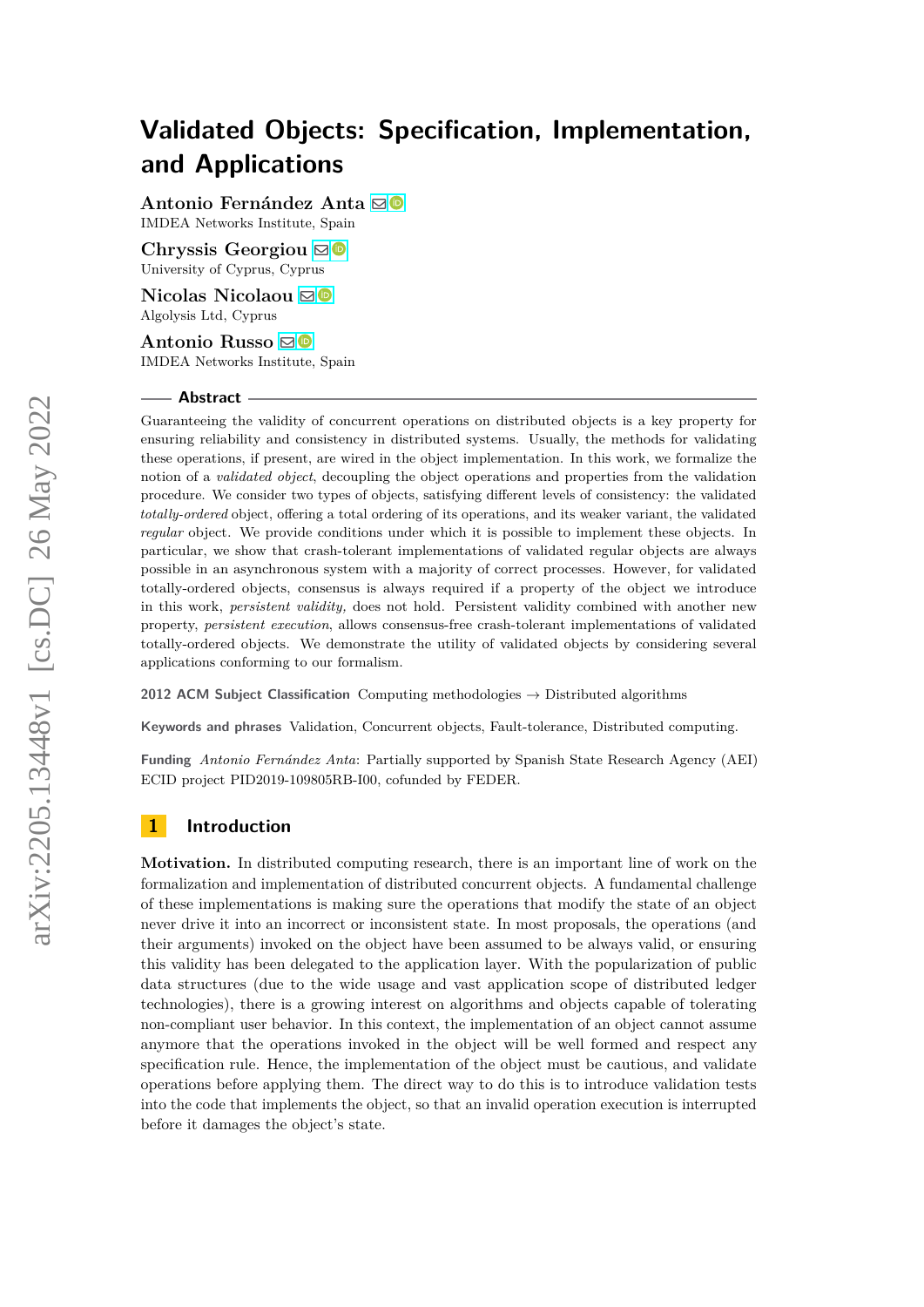# Validated Objects: Specification, Implementation, and Applications

**Antonio Fernández Anta**
IMDEA Networks Institute, Spain

**Chryssis Georgiou**
University of Cyprus, Cyprus

**Nicolas Nicolaou**
Algolysis Ltd, Cyprus

**Antonio Russo**
IMDEA Networks Institute, Spain

## Abstract

Guaranteeing the validity of concurrent operations on distributed objects is a key property for ensuring reliability and consistency in distributed systems. Usually, the methods for validating these operations, if present, are wired in the object implementation. In this work, we formalize the notion of a *validated object*, decoupling the object operations and properties from the validation procedure. We consider two types of objects, satisfying different levels of consistency: the validated *totally-ordered* object, offering a total ordering of its operations, and its weaker variant, the validated *regular* object. We provide conditions under which it is possible to implement these objects. In particular, we show that crash-tolerant implementations of validated regular objects are always possible in an asynchronous system with a majority of correct processes. However, for validated totally-ordered objects, consensus is always required if a property of the object we introduce in this work, *persistent validity,* does not hold. Persistent validity combined with another new property, *persistent execution*, allows consensus-free crash-tolerant implementations of validated totally-ordered objects. We demonstrate the utility of validated objects by considering several applications conforming to our formalism.

**2012 ACM Subject Classification** Computing methodologies → Distributed algorithms

**Keywords and phrases** Validation, Concurrent objects, Fault-tolerance, Distributed computing.

**Funding** *Antonio Fernández Anta*: Partially supported by Spanish State Research Agency (AEI) ECID project PID2019-109805RB-I00, cofunded by FEDER.

## 1 Introduction

**Motivation.** In distributed computing research, there is an important line of work on the formalization and implementation of distributed concurrent objects. A fundamental challenge of these implementations is making sure the operations that modify the state of an object never drive it into an incorrect or inconsistent state. In most proposals, the operations (and their arguments) invoked on the object have been assumed to be always valid, or ensuring this validity has been delegated to the application layer. With the popularization of public data structures (due to the wide usage and vast application scope of distributed ledger technologies), there is a growing interest on algorithms and objects capable of tolerating non-compliant user behavior. In this context, the implementation of an object cannot assume anymore that the operations invoked in the object will be well formed and respect any specification rule. Hence, the implementation of the object must be cautious, and validate operations before applying them. The direct way to do this is to introduce validation tests into the code that implements the object, so that an invalid operation execution is interrupted before it damages the object's state.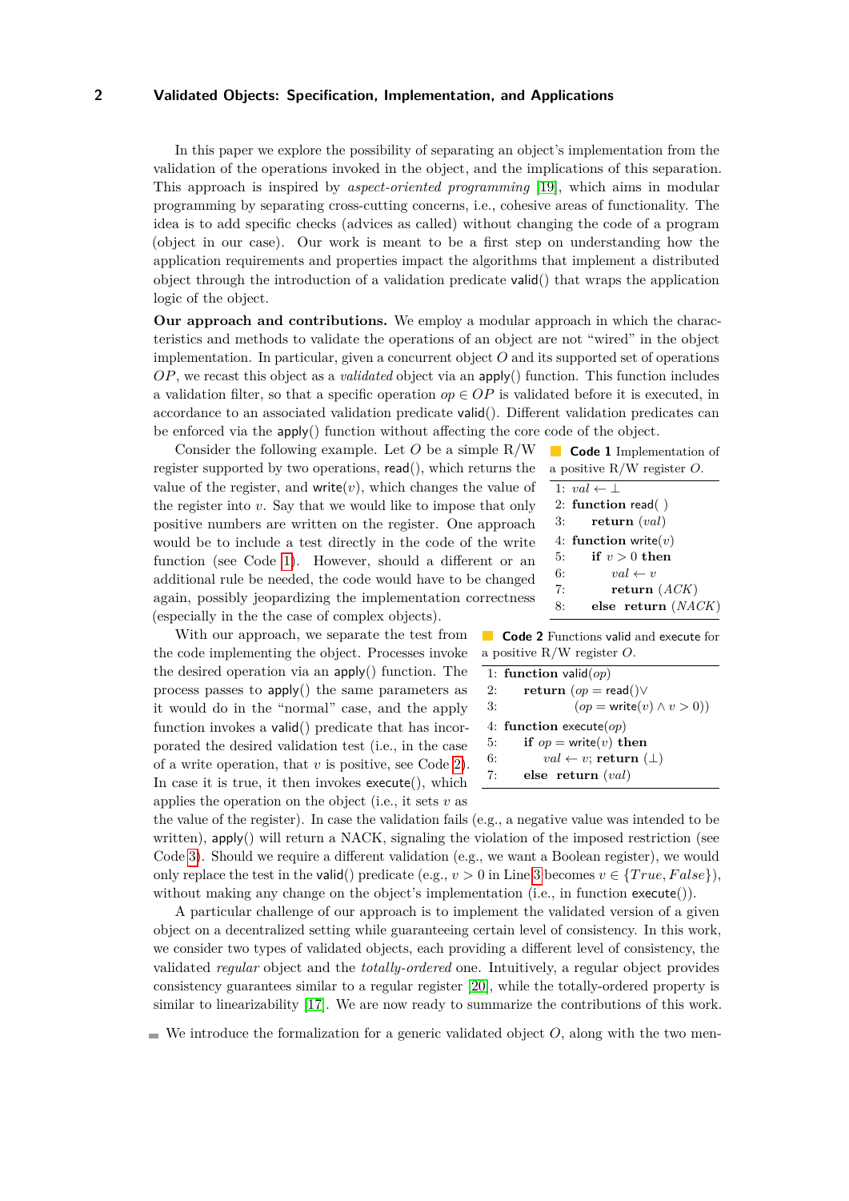In this paper we explore the possibility of separating an object's implementation from the validation of the operations invoked in the object, and the implications of this separation. This approach is inspired by *aspect-oriented programming* [19], which aims in modular programming by separating cross-cutting concerns, i.e., cohesive areas of functionality. The idea is to add specific checks (advices as called) without changing the code of a program (object in our case). Our work is meant to be a first step on understanding how the application requirements and properties impact the algorithms that implement a distributed object through the introduction of a validation predicate valid() that wraps the application logic of the object.

**Our approach and contributions.** We employ a modular approach in which the characteristics and methods to validate the operations of an object are not "wired" in the object implementation. In particular, given a concurrent object $O$ and its supported set of operations $OP$, we recast this object as a *validated* object via an apply() function. This function includes a validation filter, so that a specific operation $op \in OP$ is validated before it is executed, in accordance to an associated validation predicate valid(). Different validation predicates can be enforced via the apply() function without affecting the core code of the object.

Consider the following example. Let $O$ be a simple R/W register supported by two operations, read(), which returns the value of the register, and write($v$), which changes the value of the register into $v$. Say that we would like to impose that only positive numbers are written on the register. One approach would be to include a test directly in the code of the write function (see Code 1). However, should a different or an additional rule be needed, the code would have to be changed again, possibly jeopardizing the implementation correctness (especially in the the case of complex objects).

**Code 1** Implementation of a positive R/W register $O$.

```
1: val ← ⊥
2: function read( )
3:     return (val)
4: function write(v)
5:     if v > 0 then
6:         val ← v
7:         return (ACK)
8:     else return (NACK)
```

**Code 2** Functions valid and execute for a positive R/W register $O$.

```
1: function valid(op)
2:     return (op = read()∨
3:             (op = write(v) ∧ v > 0))
4: function execute(op)
5:     if op = write(v) then
6:         val ← v; return (⊥)
7:     else return (val)
```

With our approach, we separate the test from the code implementing the object. Processes invoke the desired operation via an apply() function. The process passes to apply() the same parameters as it would do in the "normal" case, and the apply function invokes a valid() predicate that has incorporated the desired validation test (i.e., in the case of a write operation, that $v$ is positive, see Code 2). In case it is true, it then invokes execute(), which applies the operation on the object (i.e., it sets $v$ as the value of the register). In case the validation fails (e.g., a negative value was intended to be written), apply() will return a NACK, signaling the violation of the imposed restriction (see Code 3). Should we require a different validation (e.g., we want a Boolean register), we would only replace the test in the valid() predicate (e.g., $v > 0$ in Line 3 becomes $v \in \{True, False\}$), without making any change on the object's implementation (i.e., in function execute()).

A particular challenge of our approach is to implement the validated version of a given object on a decentralized setting while guaranteeing certain level of consistency. In this work, we consider two types of validated objects, each providing a different level of consistency, the validated *regular* object and the *totally-ordered* one. Intuitively, a regular object provides consistency guarantees similar to a regular register [20], while the totally-ordered property is similar to linearizability [17]. We are now ready to summarize the contributions of this work.

- We introduce the formalization for a generic validated object $O$, along with the two men-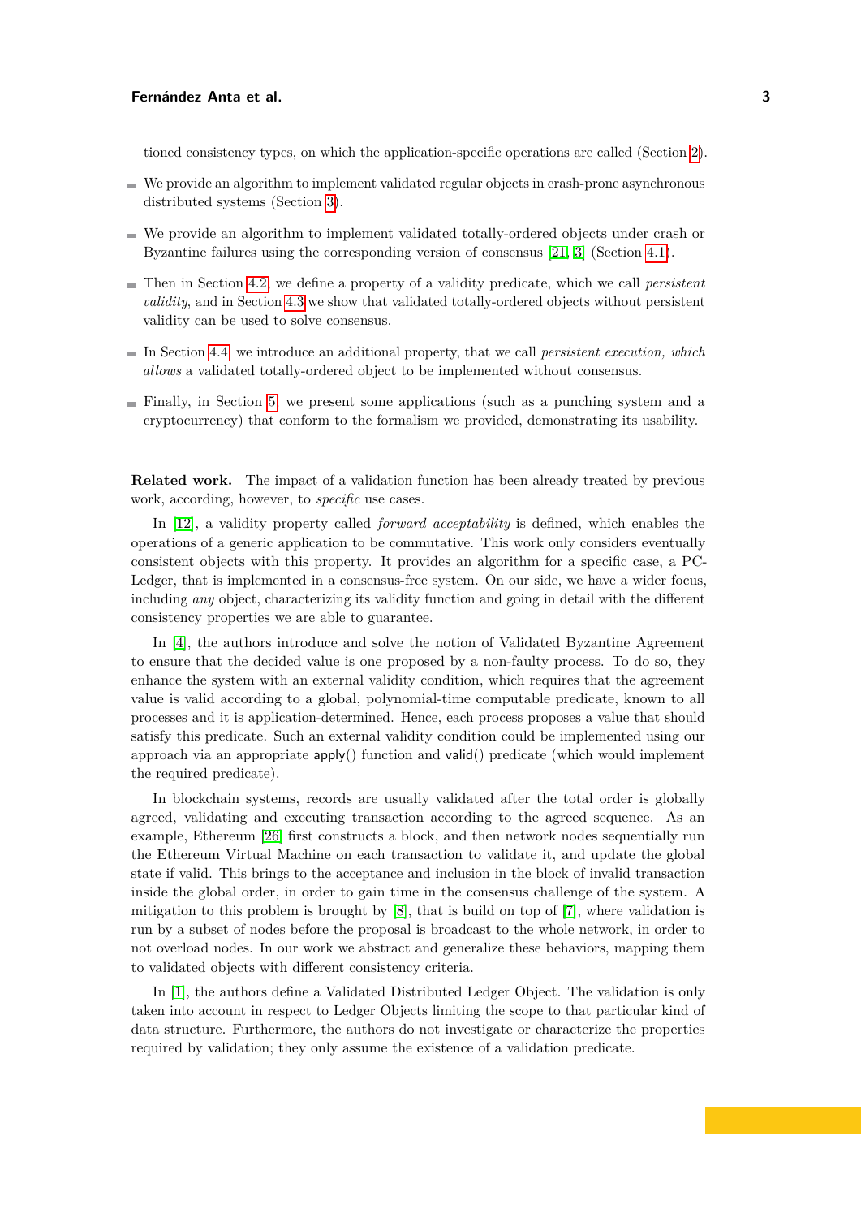tioned consistency types, on which the application-specific operations are called (Section 2).

- We provide an algorithm to implement validated regular objects in crash-prone asynchronous distributed systems (Section 3).
- We provide an algorithm to implement validated totally-ordered objects under crash or Byzantine failures using the corresponding version of consensus [21, 3] (Section 4.1).
- Then in Section 4.2, we define a property of a validity predicate, which we call *persistent validity*, and in Section 4.3 we show that validated totally-ordered objects without persistent validity can be used to solve consensus.
- In Section 4.4, we introduce an additional property, that we call *persistent execution, which allows* a validated totally-ordered object to be implemented without consensus.
- Finally, in Section 5, we present some applications (such as a punching system and a cryptocurrency) that conform to the formalism we provided, demonstrating its usability.

**Related work.** The impact of a validation function has been already treated by previous work, according, however, to *specific* use cases.

In [12], a validity property called *forward acceptability* is defined, which enables the operations of a generic application to be commutative. This work only considers eventually consistent objects with this property. It provides an algorithm for a specific case, a PC-Ledger, that is implemented in a consensus-free system. On our side, we have a wider focus, including *any* object, characterizing its validity function and going in detail with the different consistency properties we are able to guarantee.

In [4], the authors introduce and solve the notion of Validated Byzantine Agreement to ensure that the decided value is one proposed by a non-faulty process. To do so, they enhance the system with an external validity condition, which requires that the agreement value is valid according to a global, polynomial-time computable predicate, known to all processes and it is application-determined. Hence, each process proposes a value that should satisfy this predicate. Such an external validity condition could be implemented using our approach via an appropriate apply() function and valid() predicate (which would implement the required predicate).

In blockchain systems, records are usually validated after the total order is globally agreed, validating and executing transaction according to the agreed sequence. As an example, Ethereum [26] first constructs a block, and then network nodes sequentially run the Ethereum Virtual Machine on each transaction to validate it, and update the global state if valid. This brings to the acceptance and inclusion in the block of invalid transaction inside the global order, in order to gain time in the consensus challenge of the system. A mitigation to this problem is brought by [8], that is build on top of [7], where validation is run by a subset of nodes before the proposal is broadcast to the whole network, in order to not overload nodes. In our work we abstract and generalize these behaviors, mapping them to validated objects with different consistency criteria.

In [1], the authors define a Validated Distributed Ledger Object. The validation is only taken into account in respect to Ledger Objects limiting the scope to that particular kind of data structure. Furthermore, the authors do not investigate or characterize the properties required by validation; they only assume the existence of a validation predicate.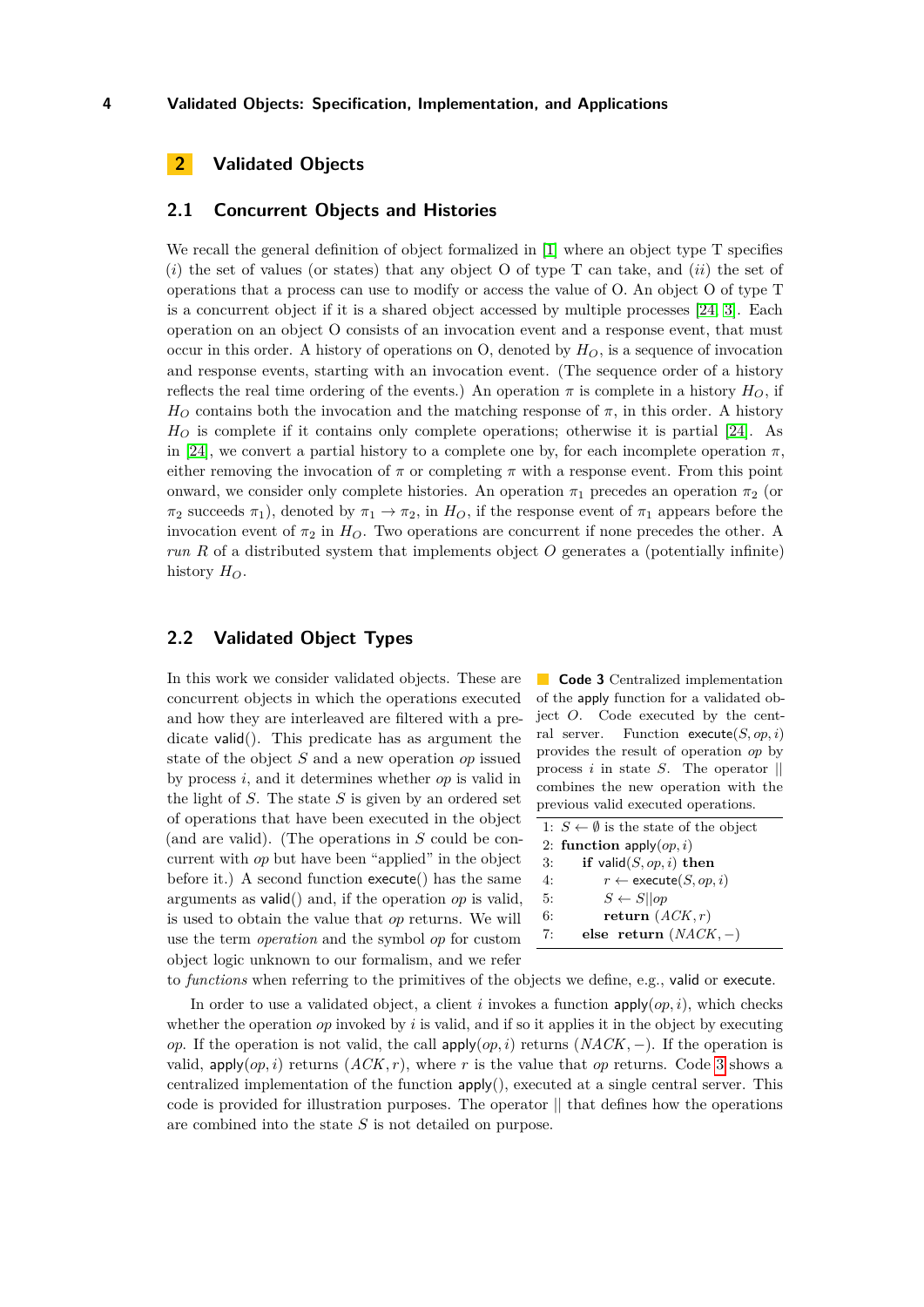## 2 Validated Objects

### 2.1 Concurrent Objects and Histories

We recall the general definition of object formalized in [1] where an object type T specifies (*i*) the set of values (or states) that any object O of type T can take, and (*ii*) the set of operations that a process can use to modify or access the value of O. An object O of type T is a concurrent object if it is a shared object accessed by multiple processes [24, 3]. Each operation on an object O consists of an invocation event and a response event, that must occur in this order. A history of operations on O, denoted by $H_O$, is a sequence of invocation and response events, starting with an invocation event. (The sequence order of a history reflects the real time ordering of the events.) An operation $\pi$ is complete in a history $H_O$, if $H_O$ contains both the invocation and the matching response of $\pi$, in this order. A history $H_O$ is complete if it contains only complete operations; otherwise it is partial [24]. As in [24], we convert a partial history to a complete one by, for each incomplete operation $\pi$, either removing the invocation of $\pi$ or completing $\pi$ with a response event. From this point onward, we consider only complete histories. An operation $\pi_1$ precedes an operation $\pi_2$ (or $\pi_2$ succeeds $\pi_1$), denoted by $\pi_1 \to \pi_2$, in $H_O$, if the response event of $\pi_1$ appears before the invocation event of $\pi_2$ in $H_O$. Two operations are concurrent if none precedes the other. A *run* $R$ of a distributed system that implements object $O$ generates a (potentially infinite) history $H_O$.

### 2.2 Validated Object Types

In this work we consider validated objects. These are concurrent objects in which the operations executed and how they are interleaved are filtered with a predicate valid(). This predicate has as argument the state of the object $S$ and a new operation $op$ issued by process $i$, and it determines whether $op$ is valid in the light of $S$. The state $S$ is given by an ordered set of operations that have been executed in the object (and are valid). (The operations in $S$ could be concurrent with $op$ but have been "applied" in the object before it.) A second function execute() has the same arguments as valid() and, if the operation $op$ is valid, is used to obtain the value that $op$ returns. We will use the term *operation* and the symbol $op$ for custom object logic unknown to our formalism, and we refer to *functions* when referring to the primitives of the objects we define, e.g., valid or execute.

**Code 3** Centralized implementation of the apply function for a validated object $O$. Code executed by the central server. Function execute$(S, op, i)$ provides the result of operation $op$ by process $i$ in state $S$. The operator $||$ combines the new operation with the previous valid executed operations.

```
1: S ← ∅ is the state of the object
2: function apply(op, i)
3:     if valid(S, op, i) then
4:         r ← execute(S, op, i)
5:         S ← S||op
6:         return (ACK, r)
7:     else return (NACK, −)
```

In order to use a validated object, a client $i$ invokes a function apply$(op, i)$, which checks whether the operation $op$ invoked by $i$ is valid, and if so it applies it in the object by executing $op$. If the operation is not valid, the call apply$(op, i)$ returns $(NACK, -)$. If the operation is valid, apply$(op, i)$ returns $(ACK, r)$, where $r$ is the value that $op$ returns. Code 3 shows a centralized implementation of the function apply(), executed at a single central server. This code is provided for illustration purposes. The operator $||$ that defines how the operations are combined into the state $S$ is not detailed on purpose.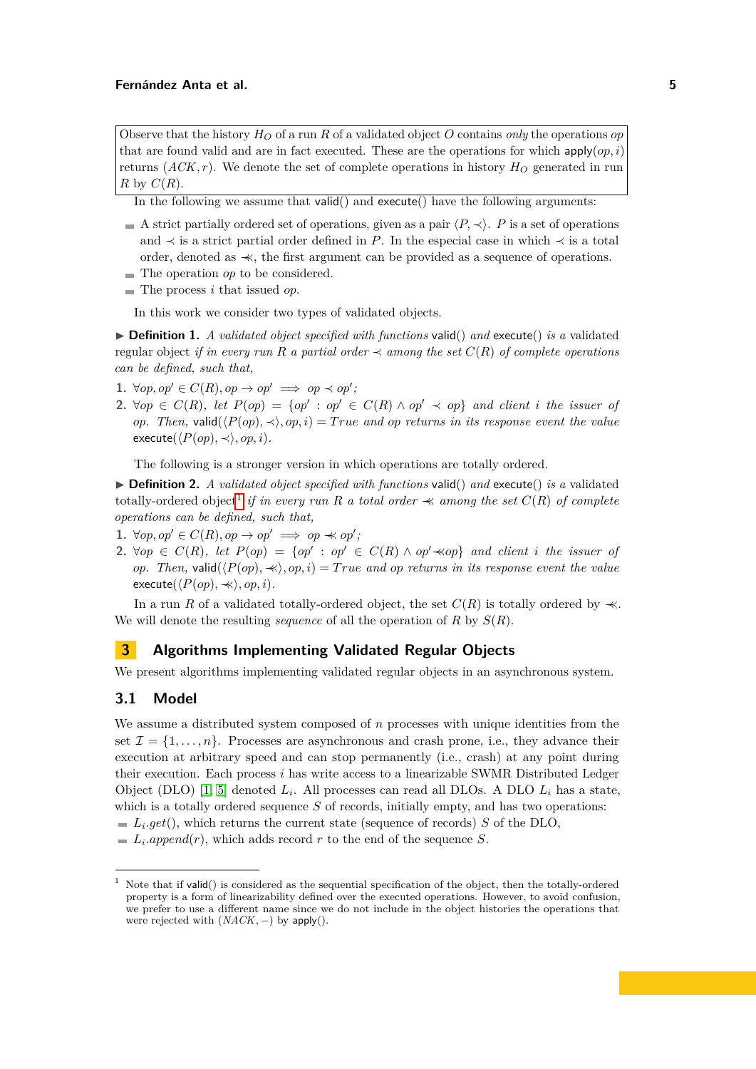Observe that the history $H_O$ of a run $R$ of a validated object $O$ contains *only* the operations $op$ that are found valid and are in fact executed. These are the operations for which $\mathsf{apply}(op, i)$ returns $(ACK, r)$. We denote the set of complete operations in history $H_O$ generated in run $R$ by $C(R)$.

In the following we assume that $\mathsf{valid}()$ and $\mathsf{execute}()$ have the following arguments:

- A strict partially ordered set of operations, given as a pair $\langle P, \prec \rangle$. $P$ is a set of operations and $\prec$ is a strict partial order defined in $P$. In the especial case in which $\prec$ is a total order, denoted as $\lessdot$, the first argument can be provided as a sequence of operations.
- The operation $op$ to be considered.
- The process $i$ that issued $op$.

In this work we consider two types of validated objects.

▶ **Definition 1.** *A validated object specified with functions* $\mathsf{valid}()$ *and* $\mathsf{execute}()$ *is a* validated regular object *if in every run $R$ a partial order $\prec$ among the set $C(R)$ of complete operations can be defined, such that,*

1. $\forall op, op' \in C(R), op \rightarrow op' \implies op \prec op'$;
2. $\forall op \in C(R)$, *let* $P(op) = \{op' : op' \in C(R) \land op' \prec op\}$ *and client $i$ the issuer of $op$. Then,* $\mathsf{valid}(\langle P(op), \prec \rangle, op, i) = True$ *and $op$ returns in its response event the value* $\mathsf{execute}(\langle P(op), \prec \rangle, op, i)$.

The following is a stronger version in which operations are totally ordered.

▶ **Definition 2.** *A validated object specified with functions* $\mathsf{valid}()$ *and* $\mathsf{execute}()$ *is a* validated totally-ordered object[1] *if in every run $R$ a total order $\lessdot$ among the set $C(R)$ of complete operations can be defined, such that,*

1. $\forall op, op' \in C(R), op \rightarrow op' \implies op \lessdot op'$;
2. $\forall op \in C(R)$, *let* $P(op) = \{op' : op' \in C(R) \land op' \lessdot op\}$ *and client $i$ the issuer of $op$. Then,* $\mathsf{valid}(\langle P(op), \lessdot \rangle, op, i) = True$ *and $op$ returns in its response event the value* $\mathsf{execute}(\langle P(op), \lessdot \rangle, op, i)$.

In a run $R$ of a validated totally-ordered object, the set $C(R)$ is totally ordered by $\lessdot$. We will denote the resulting *sequence* of all the operation of $R$ by $S(R)$.

# 3 Algorithms Implementing Validated Regular Objects

We present algorithms implementing validated regular objects in an asynchronous system.

## 3.1 Model

We assume a distributed system composed of $n$ processes with unique identities from the set $\mathcal{I} = \{1, \ldots, n\}$. Processes are asynchronous and crash prone, i.e., they advance their execution at arbitrary speed and can stop permanently (i.e., crash) at any point during their execution. Each process $i$ has write access to a linearizable SWMR Distributed Ledger Object (DLO) [1, 5] denoted $L_i$. All processes can read all DLOs. A DLO $L_i$ has a state, which is a totally ordered sequence $S$ of records, initially empty, and has two operations:

- $L_i.get()$, which returns the current state (sequence of records) $S$ of the DLO,
- $L_i.append(r)$, which adds record $r$ to the end of the sequence $S$.

[1] Note that if $\mathsf{valid}()$ is considered as the sequential specification of the object, then the totally-ordered property is a form of linearizability defined over the executed operations. However, to avoid confusion, we prefer to use a different name since we do not include in the object histories the operations that were rejected with $(NACK, -)$ by $\mathsf{apply}()$.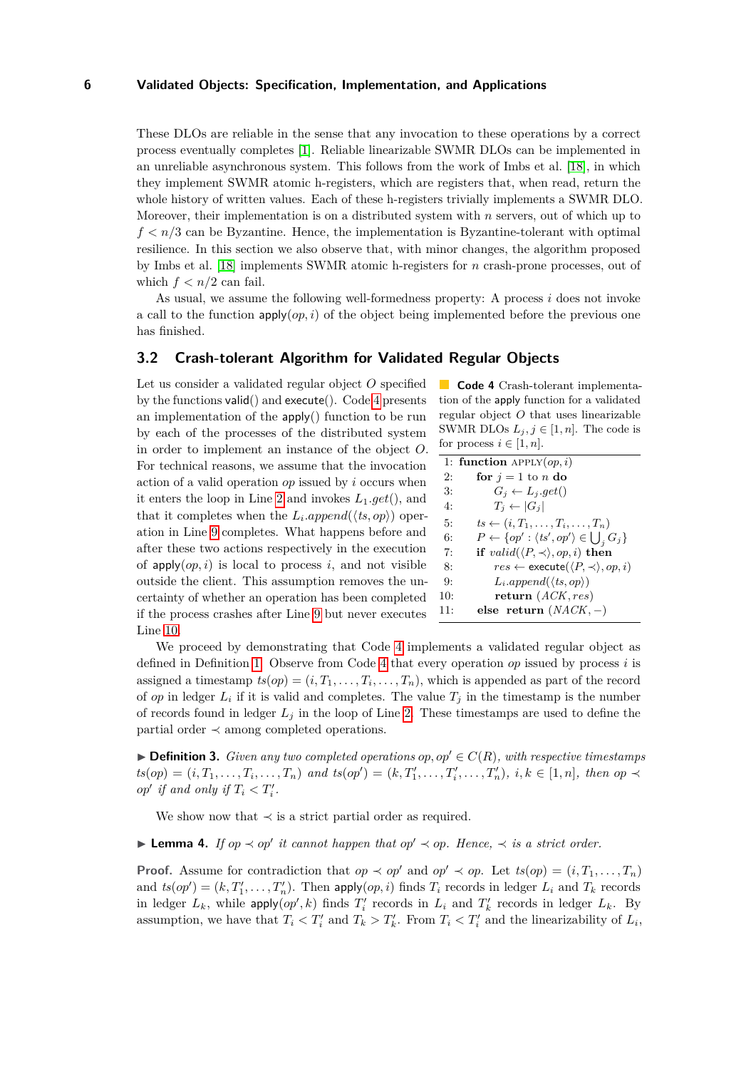These DLOs are reliable in the sense that any invocation to these operations by a correct process eventually completes [1]. Reliable linearizable SWMR DLOs can be implemented in an unreliable asynchronous system. This follows from the work of Imbs et al. [18], in which they implement SWMR atomic h-registers, which are registers that, when read, return the whole history of written values. Each of these h-registers trivially implements a SWMR DLO. Moreover, their implementation is on a distributed system with $n$ servers, out of which up to $f < n/3$ can be Byzantine. Hence, the implementation is Byzantine-tolerant with optimal resilience. In this section we also observe that, with minor changes, the algorithm proposed by Imbs et al. [18] implements SWMR atomic h-registers for $n$ crash-prone processes, out of which $f < n/2$ can fail.

As usual, we assume the following well-formedness property: A process $i$ does not invoke a call to the function $\mathsf{apply}(op, i)$ of the object being implemented before the previous one has finished.

## 3.2 Crash-tolerant Algorithm for Validated Regular Objects

Let us consider a validated regular object $O$ specified by the functions $\mathsf{valid}()$ and $\mathsf{execute}()$. Code 4 presents an implementation of the $\mathsf{apply}()$ function to be run by each of the processes of the distributed system in order to implement an instance of the object $O$. For technical reasons, we assume that the invocation action of a valid operation $op$ issued by $i$ occurs when it enters the loop in Line 2 and invokes $L_1.get()$, and that it completes when the $L_i.append(\langle ts, op\rangle)$ operation in Line 9 completes. What happens before and after these two actions respectively in the execution of $\mathsf{apply}(op, i)$ is local to process $i$, and not visible outside the client. This assumption removes the uncertainty of whether an operation has been completed if the process crashes after Line 9 but never executes Line 10.

**Code 4** Crash-tolerant implementation of the $\mathsf{apply}$ function for a validated regular object $O$ that uses linearizable SWMR DLOs $L_j, j \in [1, n]$. The code is for process $i \in [1, n]$.

```
1:  function APPLY(op, i)
2:      for j = 1 to n do
3:          G_j ← L_j.get()
4:          T_j ← |G_j|
5:      ts ← (i, T_1, ..., T_i, ..., T_n)
6:      P ← {op' : ⟨ts', op'⟩ ∈ ⋃_j G_j}
7:      if valid(⟨P, ≺⟩, op, i) then
8:          res ← execute(⟨P, ≺⟩, op, i)
9:          L_i.append(⟨ts, op⟩)
10:         return (ACK, res)
11:     else return (NACK, −)
```

We proceed by demonstrating that Code 4 implements a validated regular object as defined in Definition 1. Observe from Code 4 that every operation $op$ issued by process $i$ is assigned a timestamp $ts(op) = (i, T_1, \ldots, T_i, \ldots, T_n)$, which is appended as part of the record of $op$ in ledger $L_i$ if it is valid and completes. The value $T_j$ in the timestamp is the number of records found in ledger $L_j$ in the loop of Line 2. These timestamps are used to define the partial order $\prec$ among completed operations.

▶ **Definition 3.** *Given any two completed operations $op, op' \in C(R)$, with respective timestamps $ts(op) = (i, T_1, \ldots, T_i, \ldots, T_n)$ and $ts(op') = (k, T'_1, \ldots, T'_i, \ldots, T'_n)$, $i, k \in [1, n]$, then $op \prec op'$ if and only if $T_i < T'_i$.*

We show now that $\prec$ is a strict partial order as required.

▶ **Lemma 4.** *If $op \prec op'$ it cannot happen that $op' \prec op$. Hence, $\prec$ is a strict order.*

**Proof.** Assume for contradiction that $op \prec op'$ and $op' \prec op$. Let $ts(op) = (i, T_1, \ldots, T_n)$ and $ts(op') = (k, T'_1, \ldots, T'_n)$. Then $\mathsf{apply}(op, i)$ finds $T_i$ records in ledger $L_i$ and $T_k$ records in ledger $L_k$, while $\mathsf{apply}(op', k)$ finds $T'_i$ records in $L_i$ and $T'_k$ records in ledger $L_k$. By assumption, we have that $T_i < T'_i$ and $T_k > T'_k$. From $T_i < T'_i$ and the linearizability of $L_i$,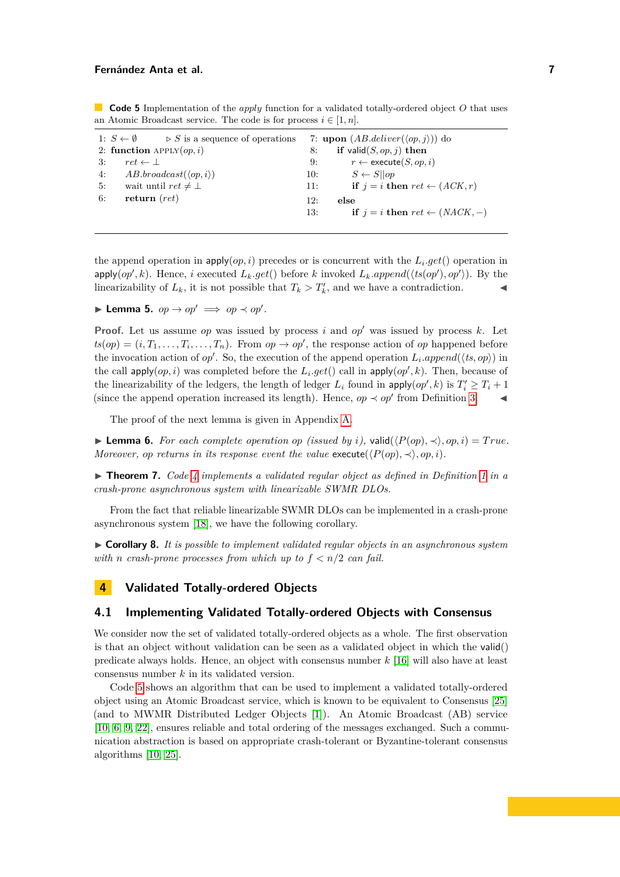**Code 5** Implementation of the *apply* function for a validated totally-ordered object $O$ that uses an Atomic Broadcast service. The code is for process $i \in [1, n]$.

```
1: S ← ∅                  ▷ S is a sequence of operations
2: function APPLY(op, i)
3:     ret ← ⊥
4:     AB.broadcast(⟨op, i⟩)
5:     wait until ret ≠ ⊥
6:     return (ret)
7: upon (AB.deliver(⟨op, j⟩)) do
8:     if valid(S, op, j) then
9:         r ← execute(S, op, i)
10:        S ← S||op
11:        if j = i then ret ← (ACK, r)
12:    else
13:        if j = i then ret ← (NACK, −)
```

the append operation in $\mathsf{apply}(op, i)$ precedes or is concurrent with the $L_i.get()$ operation in $\mathsf{apply}(op', k)$. Hence, $i$ executed $L_k.get()$ before $k$ invoked $L_k.append(\langle ts(op'), op' \rangle)$. By the linearizability of $L_k$, it is not possible that $T_k > T'_k$, and we have a contradiction. ◀

▶ **Lemma 5.** $op \to op' \implies op \prec op'$.

**Proof.** Let us assume $op$ was issued by process $i$ and $op'$ was issued by process $k$. Let $ts(op) = (i, T_1, \ldots, T_i, \ldots, T_n)$. From $op \to op'$, the response action of $op$ happened before the invocation action of $op'$. So, the execution of the append operation $L_i.append(\langle ts, op \rangle)$ in the call $\mathsf{apply}(op, i)$ was completed before the $L_i.get()$ call in $\mathsf{apply}(op', k)$. Then, because of the linearizability of the ledgers, the length of ledger $L_i$ found in $\mathsf{apply}(op', k)$ is $T'_i \geq T_i + 1$ (since the append operation increased its length). Hence, $op \prec op'$ from Definition 3. ◀

The proof of the next lemma is given in Appendix A.

▶ **Lemma 6.** *For each complete operation $op$ (issued by $i$), $\mathsf{valid}(\langle P(op), \prec \rangle, op, i) = True$. Moreover, $op$ returns in its response event the value $\mathsf{execute}(\langle P(op), \prec \rangle, op, i)$.*

▶ **Theorem 7.** *Code 4 implements a validated regular object as defined in Definition 1 in a crash-prone asynchronous system with linearizable SWMR DLOs.*

From the fact that reliable linearizable SWMR DLOs can be implemented in a crash-prone asynchronous system [18], we have the following corollary.

▶ **Corollary 8.** *It is possible to implement validated regular objects in an asynchronous system with $n$ crash-prone processes from which up to $f < n/2$ can fail.*

# 4 Validated Totally-ordered Objects

## 4.1 Implementing Validated Totally-ordered Objects with Consensus

We consider now the set of validated totally-ordered objects as a whole. The first observation is that an object without validation can be seen as a validated object in which the $\mathsf{valid}()$ predicate always holds. Hence, an object with consensus number $k$ [16] will also have at least consensus number $k$ in its validated version.

Code 5 shows an algorithm that can be used to implement a validated totally-ordered object using an Atomic Broadcast service, which is known to be equivalent to Consensus [25] (and to MWMR Distributed Ledger Objects [1]). An Atomic Broadcast (AB) service [10, 6, 9, 22], ensures reliable and total ordering of the messages exchanged. Such a communication abstraction is based on appropriate crash-tolerant or Byzantine-tolerant consensus algorithms [10, 25].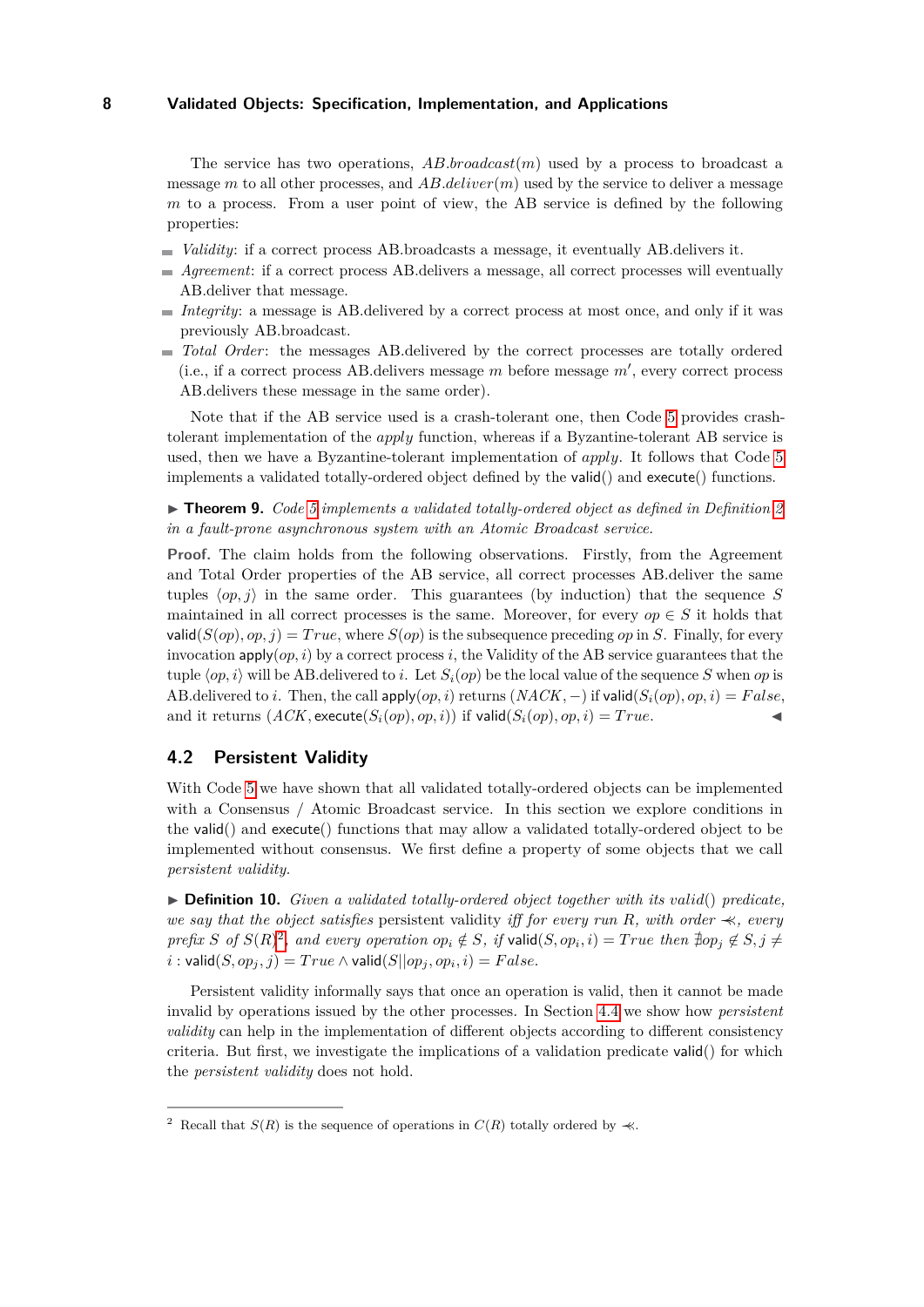The service has two operations, $AB.broadcast(m)$ used by a process to broadcast a message $m$ to all other processes, and $AB.deliver(m)$ used by the service to deliver a message $m$ to a process. From a user point of view, the AB service is defined by the following properties:

- *Validity*: if a correct process AB.broadcasts a message, it eventually AB.delivers it.
- *Agreement*: if a correct process AB.delivers a message, all correct processes will eventually AB.deliver that message.
- *Integrity*: a message is AB.delivered by a correct process at most once, and only if it was previously AB.broadcast.
- *Total Order*: the messages AB.delivered by the correct processes are totally ordered (i.e., if a correct process AB.delivers message $m$ before message $m'$, every correct process AB.delivers these message in the same order).

Note that if the AB service used is a crash-tolerant one, then Code 5 provides crash-tolerant implementation of the *apply* function, whereas if a Byzantine-tolerant AB service is used, then we have a Byzantine-tolerant implementation of *apply*. It follows that Code 5 implements a validated totally-ordered object defined by the valid() and execute() functions.

▶ **Theorem 9.** *Code 5 implements a validated totally-ordered object as defined in Definition 2 in a fault-prone asynchronous system with an Atomic Broadcast service.*

**Proof.** The claim holds from the following observations. Firstly, from the Agreement and Total Order properties of the AB service, all correct processes AB.deliver the same tuples $\langle op, j\rangle$ in the same order. This guarantees (by induction) that the sequence $S$ maintained in all correct processes is the same. Moreover, for every $op \in S$ it holds that $\mathsf{valid}(S(op), op, j) = True$, where $S(op)$ is the subsequence preceding $op$ in $S$. Finally, for every invocation $\mathsf{apply}(op, i)$ by a correct process $i$, the Validity of the AB service guarantees that the tuple $\langle op, i\rangle$ will be AB.delivered to $i$. Let $S_i(op)$ be the local value of the sequence $S$ when $op$ is AB.delivered to $i$. Then, the call $\mathsf{apply}(op, i)$ returns $(NACK, -)$ if $\mathsf{valid}(S_i(op), op, i) = False$, and it returns $(ACK, \mathsf{execute}(S_i(op), op, i))$ if $\mathsf{valid}(S_i(op), op, i) = True$. ◀

## 4.2 Persistent Validity

With Code 5 we have shown that all validated totally-ordered objects can be implemented with a Consensus / Atomic Broadcast service. In this section we explore conditions in the valid() and execute() functions that may allow a validated totally-ordered object to be implemented without consensus. We first define a property of some objects that we call *persistent validity*.

▶ **Definition 10.** *Given a validated totally-ordered object together with its valid() predicate, we say that the object satisfies* persistent validity *iff for every run $R$, with order $\prec$, every prefix $S$ of $S(R)$*[2]*, and every operation $op_i \notin S$, if $\mathsf{valid}(S, op_i, i) = True$ then $\nexists op_j \notin S, j \neq i : \mathsf{valid}(S, op_j, j) = True \wedge \mathsf{valid}(S||op_j, op_i, i) = False$.*

Persistent validity informally says that once an operation is valid, then it cannot be made invalid by operations issued by the other processes. In Section 4.4 we show how *persistent validity* can help in the implementation of different objects according to different consistency criteria. But first, we investigate the implications of a validation predicate valid() for which the *persistent validity* does not hold.

---

[2] Recall that $S(R)$ is the sequence of operations in $C(R)$ totally ordered by $\prec$.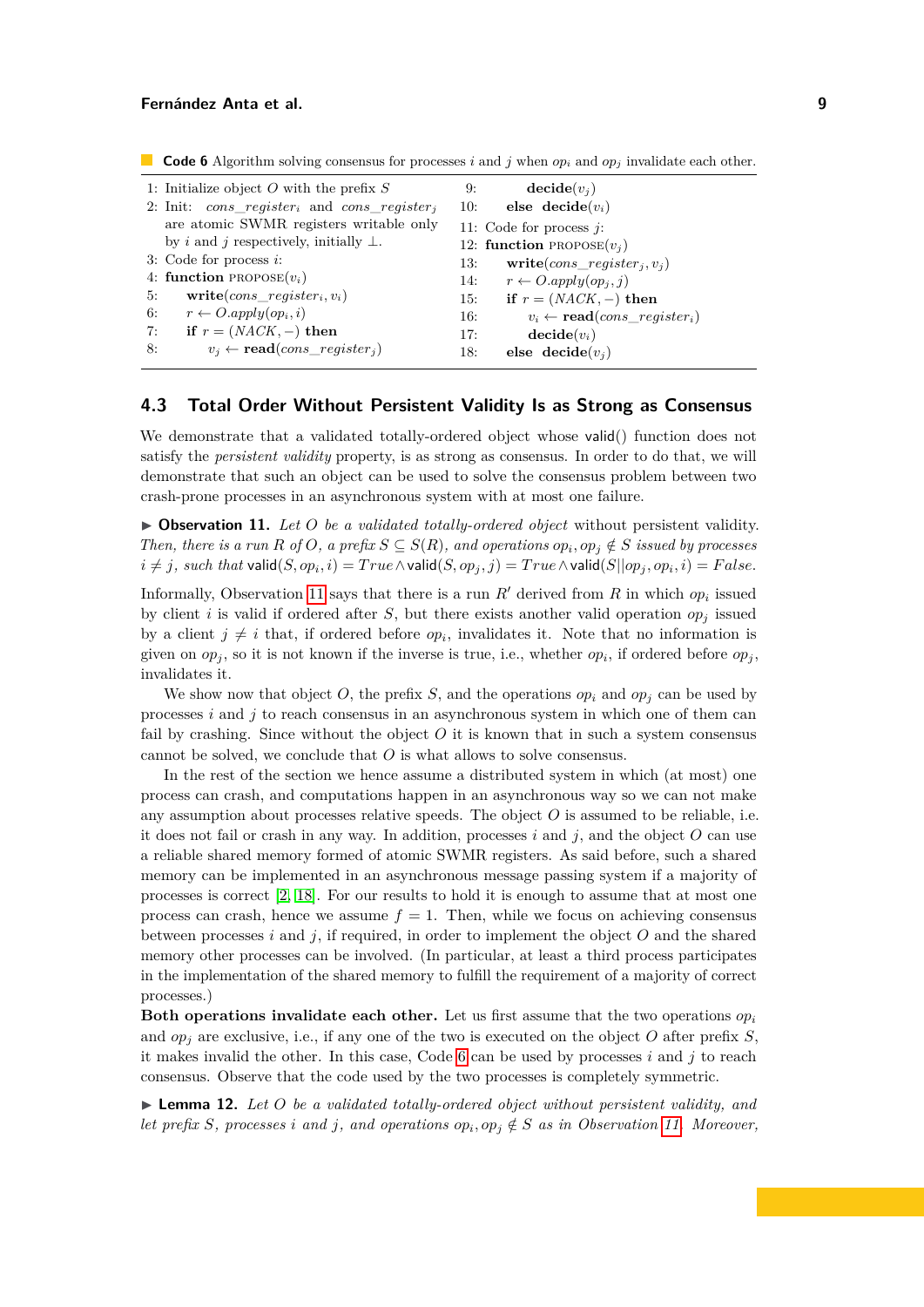**Code 6** Algorithm solving consensus for processes $i$ and $j$ when $op_i$ and $op_j$ invalidate each other.

```
1: Initialize object O with the prefix S
2: Init: cons_register_i and cons_register_j
   are atomic SWMR registers writable only
   by i and j respectively, initially ⊥.
3: Code for process i:
4: function PROPOSE(v_i)
5:     write(cons_register_i, v_i)
6:     r ← O.apply(op_i, i)
7:     if r = (NACK, −) then
8:         v_j ← read(cons_register_j)
9:         decide(v_j)
10:    else decide(v_i)
11: Code for process j:
12: function PROPOSE(v_j)
13:    write(cons_register_j, v_j)
14:    r ← O.apply(op_j, j)
15:    if r = (NACK, −) then
16:        v_i ← read(cons_register_i)
17:        decide(v_i)
18:    else decide(v_j)
```

## 4.3 Total Order Without Persistent Validity Is as Strong as Consensus

We demonstrate that a validated totally-ordered object whose valid() function does not satisfy the *persistent validity* property, is as strong as consensus. In order to do that, we will demonstrate that such an object can be used to solve the consensus problem between two crash-prone processes in an asynchronous system with at most one failure.

▶ **Observation 11.** *Let $O$ be a validated totally-ordered object* without persistent validity. *Then, there is a run $R$ of $O$, a prefix $S \subseteq S(R)$, and operations $op_i, op_j \notin S$ issued by processes $i \neq j$, such that* $\mathsf{valid}(S, op_i, i) = True \wedge \mathsf{valid}(S, op_j, j) = True \wedge \mathsf{valid}(S||op_j, op_i, i) = False$.

Informally, Observation 11 says that there is a run $R'$ derived from $R$ in which $op_i$ issued by client $i$ is valid if ordered after $S$, but there exists another valid operation $op_j$ issued by a client $j \neq i$ that, if ordered before $op_i$, invalidates it. Note that no information is given on $op_j$, so it is not known if the inverse is true, i.e., whether $op_i$, if ordered before $op_j$, invalidates it.

We show now that object $O$, the prefix $S$, and the operations $op_i$ and $op_j$ can be used by processes $i$ and $j$ to reach consensus in an asynchronous system in which one of them can fail by crashing. Since without the object $O$ it is known that in such a system consensus cannot be solved, we conclude that $O$ is what allows to solve consensus.

In the rest of the section we hence assume a distributed system in which (at most) one process can crash, and computations happen in an asynchronous way so we can not make any assumption about processes relative speeds. The object $O$ is assumed to be reliable, i.e. it does not fail or crash in any way. In addition, processes $i$ and $j$, and the object $O$ can use a reliable shared memory formed of atomic SWMR registers. As said before, such a shared memory can be implemented in an asynchronous message passing system if a majority of processes is correct [2, 18]. For our results to hold it is enough to assume that at most one process can crash, hence we assume $f = 1$. Then, while we focus on achieving consensus between processes $i$ and $j$, if required, in order to implement the object $O$ and the shared memory other processes can be involved. (In particular, at least a third process participates in the implementation of the shared memory to fulfill the requirement of a majority of correct processes.)

**Both operations invalidate each other.** Let us first assume that the two operations $op_i$ and $op_j$ are exclusive, i.e., if any one of the two is executed on the object $O$ after prefix $S$, it makes invalid the other. In this case, Code 6 can be used by processes $i$ and $j$ to reach consensus. Observe that the code used by the two processes is completely symmetric.

▶ **Lemma 12.** *Let $O$ be a validated totally-ordered object without persistent validity, and let prefix $S$, processes $i$ and $j$, and operations $op_i, op_j \notin S$ as in Observation 11. Moreover,*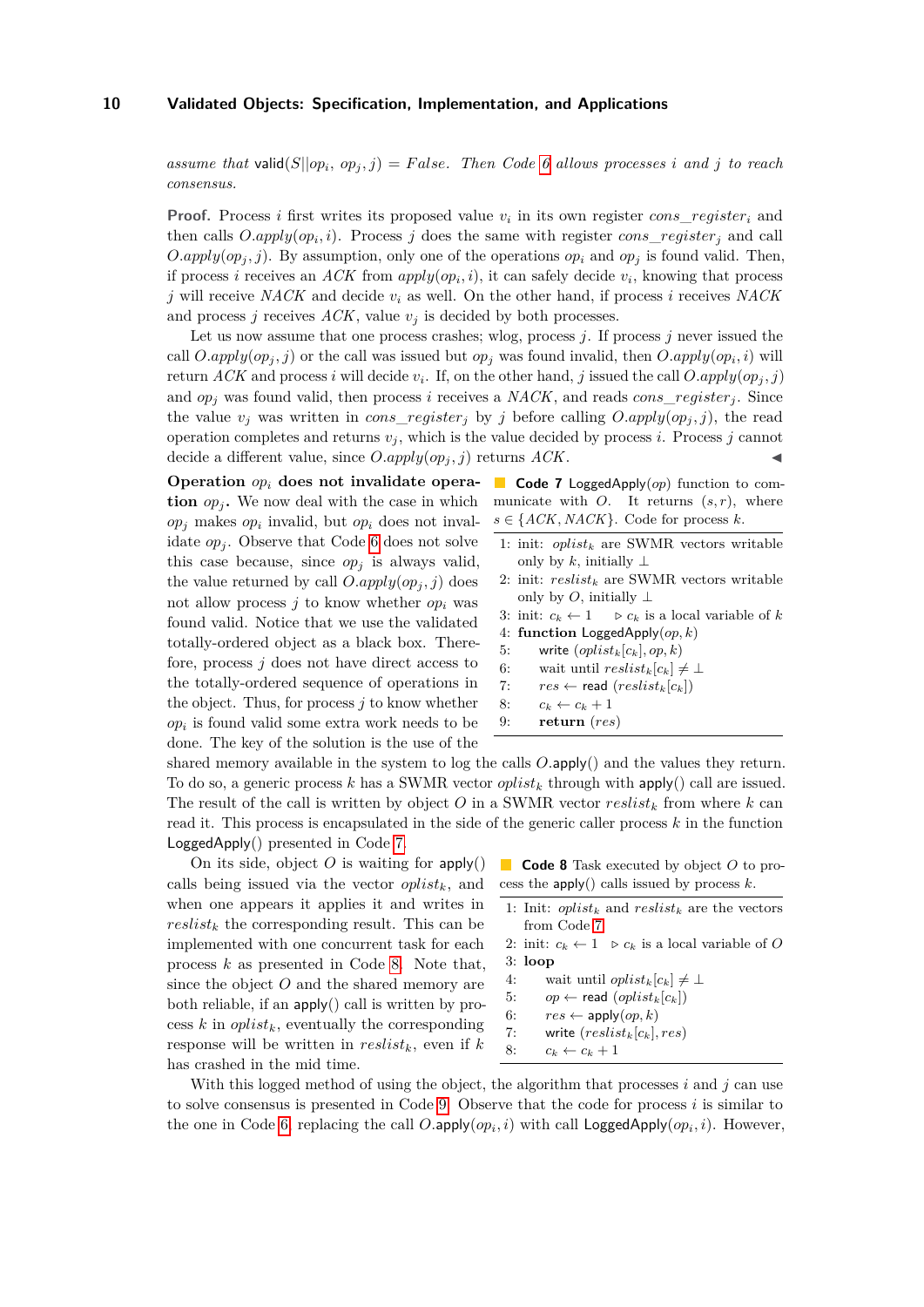*assume that* valid$(S||op_i, op_j, j) = False$. *Then Code 6 allows processes $i$ and $j$ to reach consensus.*

**Proof.** Process $i$ first writes its proposed value $v_i$ in its own register $cons\_register_i$ and then calls $O.apply(op_i, i)$. Process $j$ does the same with register $cons\_register_j$ and call $O.apply(op_j, j)$. By assumption, only one of the operations $op_i$ and $op_j$ is found valid. Then, if process $i$ receives an $ACK$ from $apply(op_i, i)$, it can safely decide $v_i$, knowing that process $j$ will receive $NACK$ and decide $v_i$ as well. On the other hand, if process $i$ receives $NACK$ and process $j$ receives $ACK$, value $v_j$ is decided by both processes.

Let us now assume that one process crashes; wlog, process $j$. If process $j$ never issued the call $O.apply(op_j, j)$ or the call was issued but $op_j$ was found invalid, then $O.apply(op_i, i)$ will return $ACK$ and process $i$ will decide $v_i$. If, on the other hand, $j$ issued the call $O.apply(op_j, j)$ and $op_j$ was found valid, then process $i$ receives a $NACK$, and reads $cons\_register_j$. Since the value $v_j$ was written in $cons\_register_j$ by $j$ before calling $O.apply(op_j, j)$, the read operation completes and returns $v_j$, which is the value decided by process $i$. Process $j$ cannot decide a different value, since $O.apply(op_j, j)$ returns $ACK$. ◀

**Operation $op_i$ does not invalidate operation $op_j$.** We now deal with the case in which $op_j$ makes $op_i$ invalid, but $op_i$ does not invalidate $op_j$. Observe that Code 6 does not solve this case because, since $op_j$ is always valid, the value returned by call $O.apply(op_j, j)$ does not allow process $j$ to know whether $op_i$ was found valid. Notice that we use the validated totally-ordered object as a black box. Therefore, process $j$ does not have direct access to the totally-ordered sequence of operations in the object. Thus, for process $j$ to know whether $op_i$ is found valid some extra work needs to be done. The key of the solution is the use of the shared memory available in the system to log the calls $O$.apply() and the values they return. To do so, a generic process $k$ has a SWMR vector $oplist_k$ through with apply() call are issued. The result of the call is written by object $O$ in a SWMR vector $reslist_k$ from where $k$ can read it. This process is encapsulated in the side of the generic caller process $k$ in the function LoggedApply() presented in Code 7.

**Code 7** LoggedApply$(op)$ function to communicate with $O$. It returns $(s, r)$, where $s \in \{ACK, NACK\}$. Code for process $k$.

```
1: init: oplist_k are SWMR vectors writable
   only by k, initially ⊥
2: init: reslist_k are SWMR vectors writable
   only by O, initially ⊥
3: init: c_k ← 1        ▷ c_k is a local variable of k
4: function LoggedApply(op, k)
5:     write (oplist_k[c_k], op, k)
6:     wait until reslist_k[c_k] ≠ ⊥
7:     res ← read (reslist_k[c_k])
8:     c_k ← c_k + 1
9:     return (res)
```

On its side, object $O$ is waiting for apply() calls being issued via the vector $oplist_k$, and when one appears it applies it and writes in $reslist_k$ the corresponding result. This can be implemented with one concurrent task for each process $k$ as presented in Code 8. Note that, since the object $O$ and the shared memory are both reliable, if an apply() call is written by process $k$ in $oplist_k$, eventually the corresponding response will be written in $reslist_k$, even if $k$ has crashed in the mid time.

**Code 8** Task executed by object $O$ to process the apply() calls issued by process $k$.

```
1: Init: oplist_k and reslist_k are the vectors
   from Code 7
2: init: c_k ← 1        ▷ c_k is a local variable of O
3: loop
4:     wait until oplist_k[c_k] ≠ ⊥
5:     op ← read (oplist_k[c_k])
6:     res ← apply(op, k)
7:     write (reslist_k[c_k], res)
8:     c_k ← c_k + 1
```

With this logged method of using the object, the algorithm that processes $i$ and $j$ can use to solve consensus is presented in Code 9. Observe that the code for process $i$ is similar to the one in Code 6, replacing the call $O$.apply$(op_i, i)$ with call LoggedApply$(op_i, i)$. However,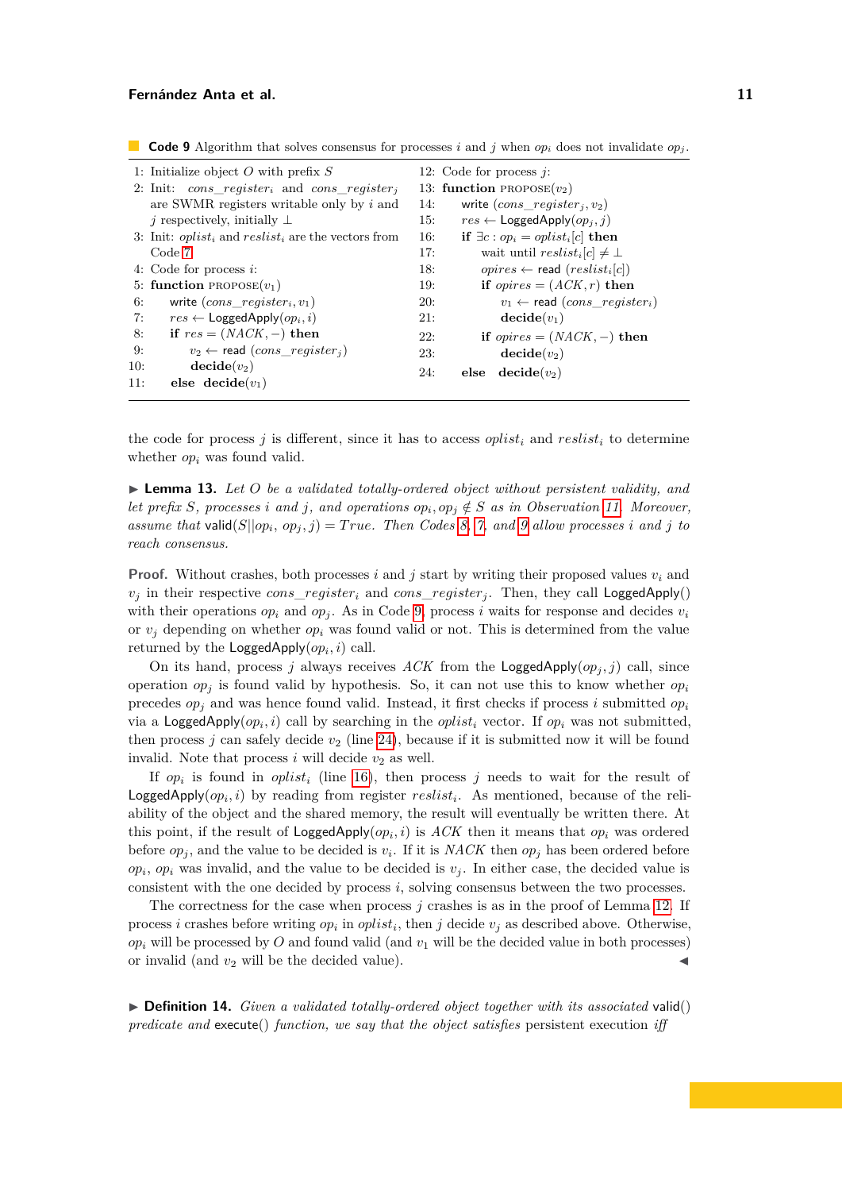**Code 9** Algorithm that solves consensus for processes $i$ and $j$ when $op_i$ does not invalidate $op_j$.

```
1: Initialize object O with prefix S
2: Init: cons_register_i and cons_register_j
   are SWMR registers writable only by i and
   j respectively, initially ⊥
3: Init: oplist_i and reslist_i are the vectors from
   Code 7
4: Code for process i:
5: function PROPOSE(v_1)
6:     write (cons_register_i, v_1)
7:     res ← LoggedApply(op_i, i)
8:     if res = (NACK, −) then
9:         v_2 ← read (cons_register_j)
10:        decide(v_2)
11:    else decide(v_1)
12: Code for process j:
13: function PROPOSE(v_2)
14:    write (cons_register_j, v_2)
15:    res ← LoggedApply(op_j, j)
16:    if ∃c : op_i = oplist_i[c] then
17:        wait until reslist_i[c] ≠ ⊥
18:        opires ← read (reslist_i[c])
19:        if opires = (ACK, r) then
20:            v_1 ← read (cons_register_i)
21:            decide(v_1)
22:        if opires = (NACK, −) then
23:            decide(v_2)
24:    else decide(v_2)
```

the code for process $j$ is different, since it has to access $oplist_i$ and $reslist_i$ to determine whether $op_i$ was found valid.

▶ **Lemma 13.** *Let $O$ be a validated totally-ordered object without persistent validity, and let prefix $S$, processes $i$ and $j$, and operations $op_i, op_j \notin S$ as in Observation 11. Moreover, assume that* valid$(S||op_i, op_j, j) = True$. *Then Codes 8, 7, and 9 allow processes $i$ and $j$ to reach consensus.*

**Proof.** Without crashes, both processes $i$ and $j$ start by writing their proposed values $v_i$ and $v_j$ in their respective $cons\_register_i$ and $cons\_register_j$. Then, they call LoggedApply() with their operations $op_i$ and $op_j$. As in Code 9, process $i$ waits for response and decides $v_i$ or $v_j$ depending on whether $op_i$ was found valid or not. This is determined from the value returned by the LoggedApply$(op_i, i)$ call.

On its hand, process $j$ always receives $ACK$ from the LoggedApply$(op_j, j)$ call, since operation $op_j$ is found valid by hypothesis. So, it can not use this to know whether $op_i$ precedes $op_j$ and was hence found valid. Instead, it first checks if process $i$ submitted $op_i$ via a LoggedApply$(op_i, i)$ call by searching in the $oplist_i$ vector. If $op_i$ was not submitted, then process $j$ can safely decide $v_2$ (line 24), because if it is submitted now it will be found invalid. Note that process $i$ will decide $v_2$ as well.

If $op_i$ is found in $oplist_i$ (line 16), then process $j$ needs to wait for the result of LoggedApply$(op_i, i)$ by reading from register $reslist_i$. As mentioned, because of the reliability of the object and the shared memory, the result will eventually be written there. At this point, if the result of LoggedApply$(op_i, i)$ is $ACK$ then it means that $op_i$ was ordered before $op_j$, and the value to be decided is $v_i$. If it is $NACK$ then $op_j$ has been ordered before $op_i$, $op_i$ was invalid, and the value to be decided is $v_j$. In either case, the decided value is consistent with the one decided by process $i$, solving consensus between the two processes.

The correctness for the case when process $j$ crashes is as in the proof of Lemma 12. If process $i$ crashes before writing $op_i$ in $oplist_i$, then $j$ decide $v_j$ as described above. Otherwise, $op_i$ will be processed by $O$ and found valid (and $v_1$ will be the decided value in both processes) or invalid (and $v_2$ will be the decided value). ◀

▶ **Definition 14.** *Given a validated totally-ordered object together with its associated* valid() *predicate and* execute() *function, we say that the object satisfies* persistent execution *iff*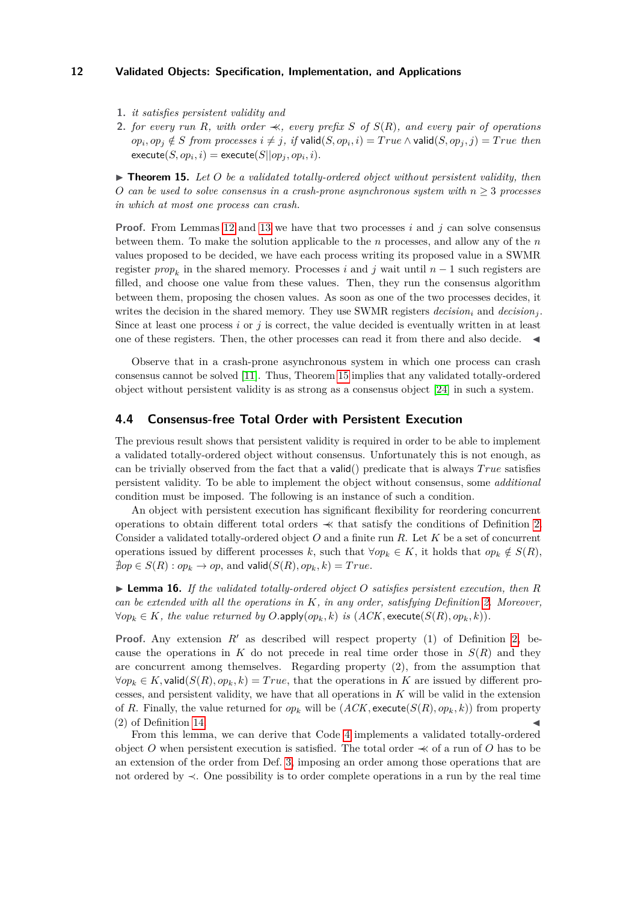1. *it satisfies persistent validity and*
2. *for every run $R$, with order $\lessdot$, every prefix $S$ of $S(R)$, and every pair of operations $op_i, op_j \notin S$ from processes $i \neq j$, if* $\mathsf{valid}(S, op_i, i) = True \wedge \mathsf{valid}(S, op_j, j) = True$ *then* $\mathsf{execute}(S, op_i, i) = \mathsf{execute}(S || op_j, op_i, i)$.

▶ **Theorem 15.** *Let $O$ be a validated totally-ordered object without persistent validity, then $O$ can be used to solve consensus in a crash-prone asynchronous system with $n \geq 3$ processes in which at most one process can crash.*

**Proof.** From Lemmas 12 and 13 we have that two processes $i$ and $j$ can solve consensus between them. To make the solution applicable to the $n$ processes, and allow any of the $n$ values proposed to be decided, we have each process writing its proposed value in a SWMR register $prop_k$ in the shared memory. Processes $i$ and $j$ wait until $n - 1$ such registers are filled, and choose one value from these values. Then, they run the consensus algorithm between them, proposing the chosen values. As soon as one of the two processes decides, it writes the decision in the shared memory. They use SWMR registers $decision_i$ and $decision_j$. Since at least one process $i$ or $j$ is correct, the value decided is eventually written in at least one of these registers. Then, the other processes can read it from there and also decide. ◀

Observe that in a crash-prone asynchronous system in which one process can crash consensus cannot be solved [11]. Thus, Theorem 15 implies that any validated totally-ordered object without persistent validity is as strong as a consensus object [24] in such a system.

## 4.4 Consensus-free Total Order with Persistent Execution

The previous result shows that persistent validity is required in order to be able to implement a validated totally-ordered object without consensus. Unfortunately this is not enough, as can be trivially observed from the fact that a valid() predicate that is always $True$ satisfies persistent validity. To be able to implement the object without consensus, some *additional* condition must be imposed. The following is an instance of such a condition.

An object with persistent execution has significant flexibility for reordering concurrent operations to obtain different total orders $\lessdot$ that satisfy the conditions of Definition 2. Consider a validated totally-ordered object $O$ and a finite run $R$. Let $K$ be a set of concurrent operations issued by different processes $k$, such that $\forall op_k \in K$, it holds that $op_k \notin S(R)$, $\nexists op \in S(R) : op_k \rightarrow op$, and $\mathsf{valid}(S(R), op_k, k) = True$.

▶ **Lemma 16.** *If the validated totally-ordered object $O$ satisfies persistent execution, then $R$ can be extended with all the operations in $K$, in any order, satisfying Definition 2. Moreover, $\forall op_k \in K$, the value returned by $O.\mathsf{apply}(op_k, k)$ is $(ACK, \mathsf{execute}(S(R), op_k, k))$.*

**Proof.** Any extension $R'$ as described will respect property (1) of Definition 2, because the operations in $K$ do not precede in real time order those in $S(R)$ and they are concurrent among themselves. Regarding property (2), from the assumption that $\forall op_k \in K, \mathsf{valid}(S(R), op_k, k) = True$, that the operations in $K$ are issued by different processes, and persistent validity, we have that all operations in $K$ will be valid in the extension of $R$. Finally, the value returned for $op_k$ will be $(ACK, \mathsf{execute}(S(R), op_k, k))$ from property (2) of Definition 14. ◀

From this lemma, we can derive that Code 4 implements a validated totally-ordered object $O$ when persistent execution is satisfied. The total order $\lessdot$ of a run of $O$ has to be an extension of the order from Def. 3, imposing an order among those operations that are not ordered by $\prec$. One possibility is to order complete operations in a run by the real time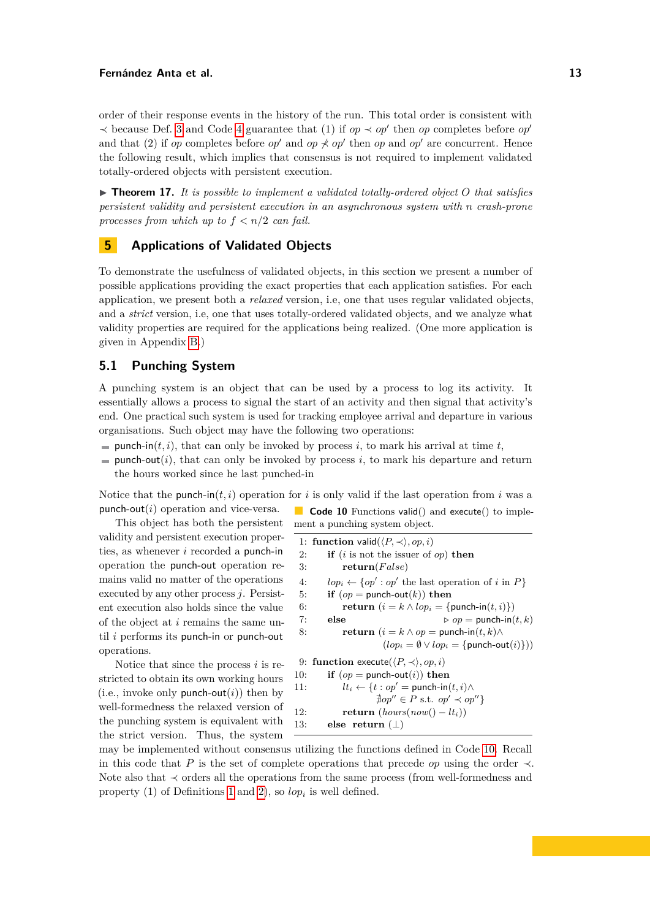order of their response events in the history of the run. This total order is consistent with $\prec$ because Def. 3 and Code 4 guarantee that (1) if $op \prec op'$ then $op$ completes before $op'$ and that (2) if $op$ completes before $op'$ and $op \not\prec op'$ then $op$ and $op'$ are concurrent. Hence the following result, which implies that consensus is not required to implement validated totally-ordered objects with persistent execution.

▶ **Theorem 17.** *It is possible to implement a validated totally-ordered object $O$ that satisfies persistent validity and persistent execution in an asynchronous system with $n$ crash-prone processes from which up to $f < n/2$ can fail.*

## 5 Applications of Validated Objects

To demonstrate the usefulness of validated objects, in this section we present a number of possible applications providing the exact properties that each application satisfies. For each application, we present both a *relaxed* version, i.e, one that uses regular validated objects, and a *strict* version, i.e, one that uses totally-ordered validated objects, and we analyze what validity properties are required for the applications being realized. (One more application is given in Appendix B.)

### 5.1 Punching System

A punching system is an object that can be used by a process to log its activity. It essentially allows a process to signal the start of an activity and then signal that activity's end. One practical such system is used for tracking employee arrival and departure in various organisations. Such object may have the following two operations:

- punch-in$(t, i)$, that can only be invoked by process $i$, to mark his arrival at time $t$,
- punch-out$(i)$, that can only be invoked by process $i$, to mark his departure and return the hours worked since he last punched-in

Notice that the punch-in$(t, i)$ operation for $i$ is only valid if the last operation from $i$ was a punch-out$(i)$ operation and vice-versa.

This object has both the persistent validity and persistent execution properties, as whenever $i$ recorded a punch-in operation the punch-out operation remains valid no matter of the operations executed by any other process $j$. Persistent execution also holds since the value of the object at $i$ remains the same until $i$ performs its punch-in or punch-out operations.

Notice that since the process $i$ is restricted to obtain its own working hours (i.e., invoke only punch-out$(i)$) then by well-formedness the relaxed version of the punching system is equivalent with the strict version. Thus, the system may be implemented without consensus utilizing the functions defined in Code 10. Recall in this code that $P$ is the set of complete operations that precede $op$ using the order $\prec$. Note also that $\prec$ orders all the operations from the same process (from well-formedness and property (1) of Definitions 1 and 2), so $lop_i$ is well defined.

**Code 10** Functions valid() and execute() to implement a punching system object.

```
1: function valid(⟨P, ≺⟩, op, i)
2:     if (i is not the issuer of op) then
3:         return(False)
4:     lop_i ← {op' : op' the last operation of i in P}
5:     if (op = punch-out(k)) then
6:         return (i = k ∧ lop_i = {punch-in(t, i)})
7:     else                                        ▷ op = punch-in(t, k)
8:         return (i = k ∧ op = punch-in(t, k)∧
                  (lop_i = ∅ ∨ lop_i = {punch-out(i)}))
9: function execute(⟨P, ≺⟩, op, i)
10:    if (op = punch-out(i)) then
11:        lt_i ← {t : op' = punch-in(t, i)∧
                  ∄op'' ∈ P s.t. op' ≺ op''}
12:        return (hours(now() − lt_i))
13:    else return (⊥)
```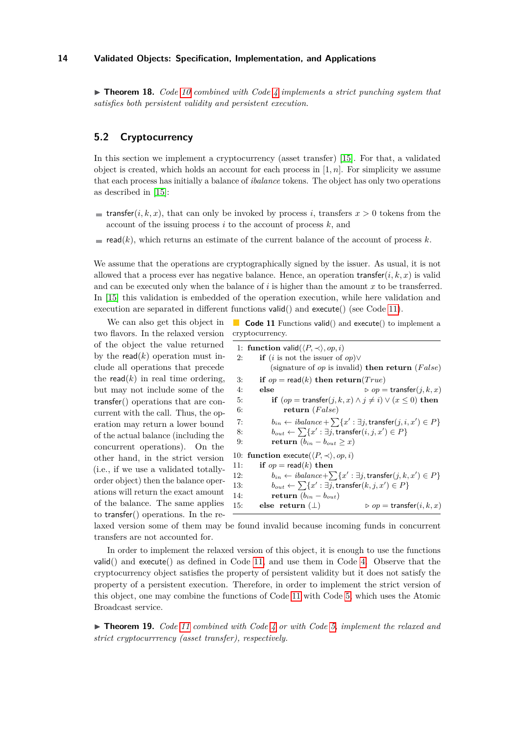▶ **Theorem 18.** *Code 10 combined with Code 4 implements a strict punching system that satisfies both persistent validity and persistent execution.*

## 5.2 Cryptocurrency

In this section we implement a cryptocurrency (asset transfer) [15]. For that, a validated object is created, which holds an account for each process in $[1, n]$. For simplicity we assume that each process has initially a balance of *ibalance* tokens. The object has only two operations as described in [15]:

- transfer$(i, k, x)$, that can only be invoked by process $i$, transfers $x > 0$ tokens from the account of the issuing process $i$ to the account of process $k$, and
- read$(k)$, which returns an estimate of the current balance of the account of process $k$.

We assume that the operations are cryptographically signed by the issuer. As usual, it is not allowed that a process ever has negative balance. Hence, an operation transfer$(i, k, x)$ is valid and can be executed only when the balance of $i$ is higher than the amount $x$ to be transferred. In [15] this validation is embedded of the operation execution, while here validation and execution are separated in different functions valid() and execute() (see Code 11).

We can also get this object in two flavors. In the relaxed version of the object the value returned by the read$(k)$ operation must include all operations that precede the read$(k)$ in real time ordering, but may not include some of the transfer() operations that are concurrent with the call. Thus, the operation may return a lower bound of the actual balance (including the concurrent operations). On the other hand, in the strict version (i.e., if we use a validated totally-order object) then the balance operations will return the exact amount of the balance. The same applies to transfer() operations. In the relaxed version some of them may be found invalid because incoming funds in concurrent transfers are not accounted for.

**Code 11** Functions valid() and execute() to implement a cryptocurrency.

```
1:  function valid(⟨P, ≺⟩, op, i)
2:      if (i is not the issuer of op)∨
            (signature of op is invalid) then return (False)
3:      if op = read(k) then return(True)
4:      else                                              ▷ op = transfer(j, k, x)
5:          if (op = transfer(j, k, x) ∧ j ≠ i) ∨ (x ≤ 0) then
6:              return (False)
7:          b_in ← ibalance + ∑{x' : ∃j, transfer(j, i, x') ∈ P}
8:          b_out ← ∑{x' : ∃j, transfer(i, j, x') ∈ P}
9:          return (b_in − b_out ≥ x)
10: function execute(⟨P, ≺⟩, op, i)
11:     if op = read(k) then
12:         b_in ← ibalance + ∑{x' : ∃j, transfer(j, k, x') ∈ P}
13:         b_out ← ∑{x' : ∃j, transfer(k, j, x') ∈ P}
14:         return (b_in − b_out)
15:     else return (⊥)                                   ▷ op = transfer(i, k, x)
```

In order to implement the relaxed version of this object, it is enough to use the functions valid() and execute() as defined in Code 11, and use them in Code 4. Observe that the cryptocurrency object satisfies the property of persistent validity but it does not satisfy the property of a persistent execution. Therefore, in order to implement the strict version of this object, one may combine the functions of Code 11 with Code 5, which uses the Atomic Broadcast service.

▶ **Theorem 19.** *Code 11 combined with Code 4 or with Code 5, implement the relaxed and strict cryptocurrrency (asset transfer), respectively.*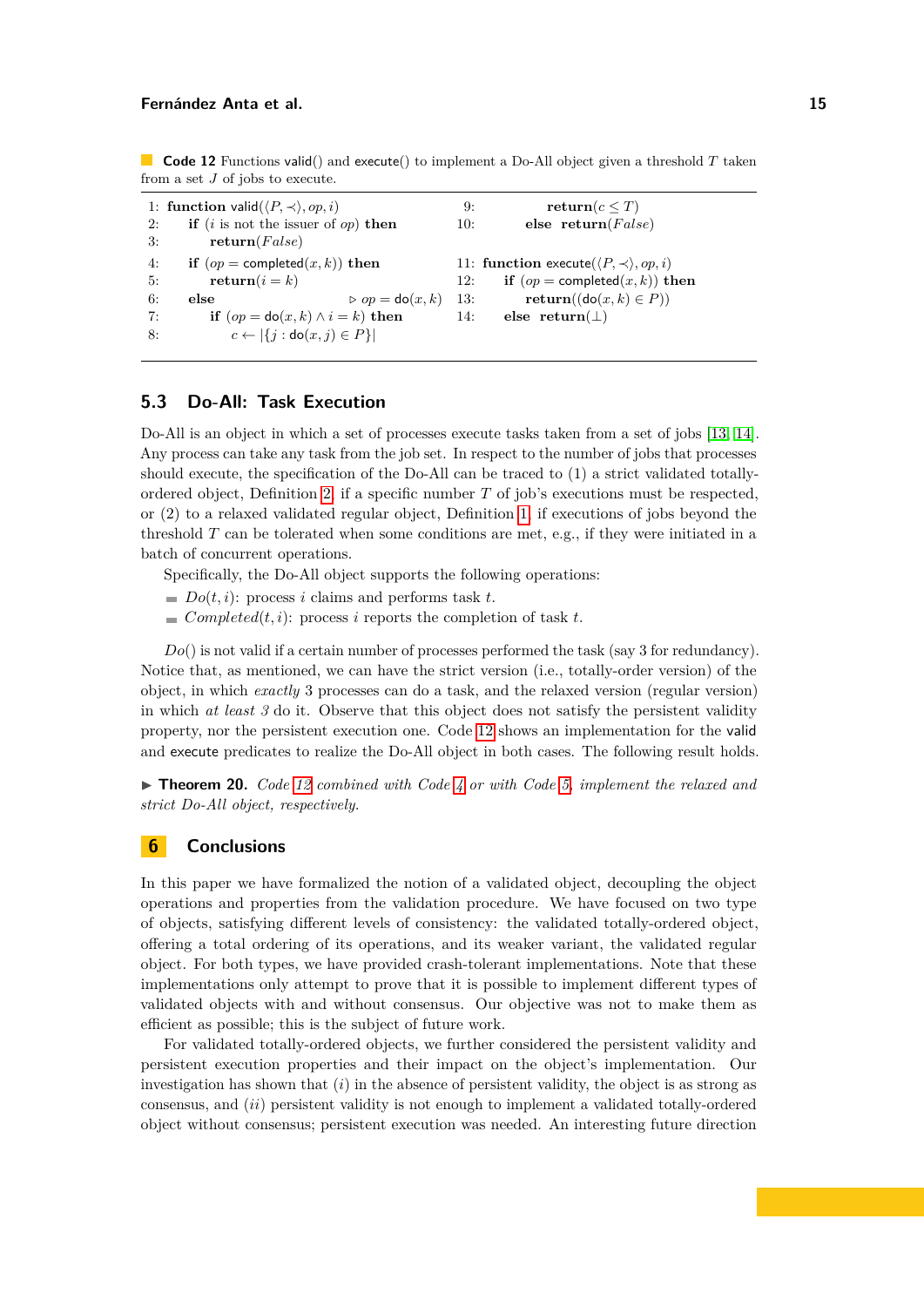**Code 12** Functions valid() and execute() to implement a Do-All object given a threshold $T$ taken from a set $J$ of jobs to execute.

```
1: function valid(⟨P, ≺⟩, op, i)
2:     if (i is not the issuer of op) then
3:         return(False)
4:     if (op = completed(x, k)) then
5:         return(i = k)
6:     else                                         ▷ op = do(x, k)
7:         if (op = do(x, k) ∧ i = k) then
8:             c ← |{j : do(x, j) ∈ P}|
9:             return(c ≤ T)
10:        else return(False)

11: function execute(⟨P, ≺⟩, op, i)
12:     if (op = completed(x, k)) then
13:         return((do(x, k) ∈ P))
14:     else return(⊥)
```

## 5.3 Do-All: Task Execution

Do-All is an object in which a set of processes execute tasks taken from a set of jobs [13, 14]. Any process can take any task from the job set. In respect to the number of jobs that processes should execute, the specification of the Do-All can be traced to (1) a strict validated totally-ordered object, Definition 2, if a specific number $T$ of job's executions must be respected, or (2) to a relaxed validated regular object, Definition 1, if executions of jobs beyond the threshold $T$ can be tolerated when some conditions are met, e.g., if they were initiated in a batch of concurrent operations.

Specifically, the Do-All object supports the following operations:

- $Do(t, i)$: process $i$ claims and performs task $t$.
- $Completed(t, i)$: process $i$ reports the completion of task $t$.

$Do()$ is not valid if a certain number of processes performed the task (say 3 for redundancy). Notice that, as mentioned, we can have the strict version (i.e., totally-order version) of the object, in which *exactly* 3 processes can do a task, and the relaxed version (regular version) in which *at least 3* do it. Observe that this object does not satisfy the persistent validity property, nor the persistent execution one. Code 12 shows an implementation for the valid and execute predicates to realize the Do-All object in both cases. The following result holds.

▶ **Theorem 20.** *Code 12 combined with Code 4 or with Code 5, implement the relaxed and strict Do-All object, respectively.*

# 6 Conclusions

In this paper we have formalized the notion of a validated object, decoupling the object operations and properties from the validation procedure. We have focused on two type of objects, satisfying different levels of consistency: the validated totally-ordered object, offering a total ordering of its operations, and its weaker variant, the validated regular object. For both types, we have provided crash-tolerant implementations. Note that these implementations only attempt to prove that it is possible to implement different types of validated objects with and without consensus. Our objective was not to make them as efficient as possible; this is the subject of future work.

For validated totally-ordered objects, we further considered the persistent validity and persistent execution properties and their impact on the object's implementation. Our investigation has shown that (*i*) in the absence of persistent validity, the object is as strong as consensus, and (*ii*) persistent validity is not enough to implement a validated totally-ordered object without consensus; persistent execution was needed. An interesting future direction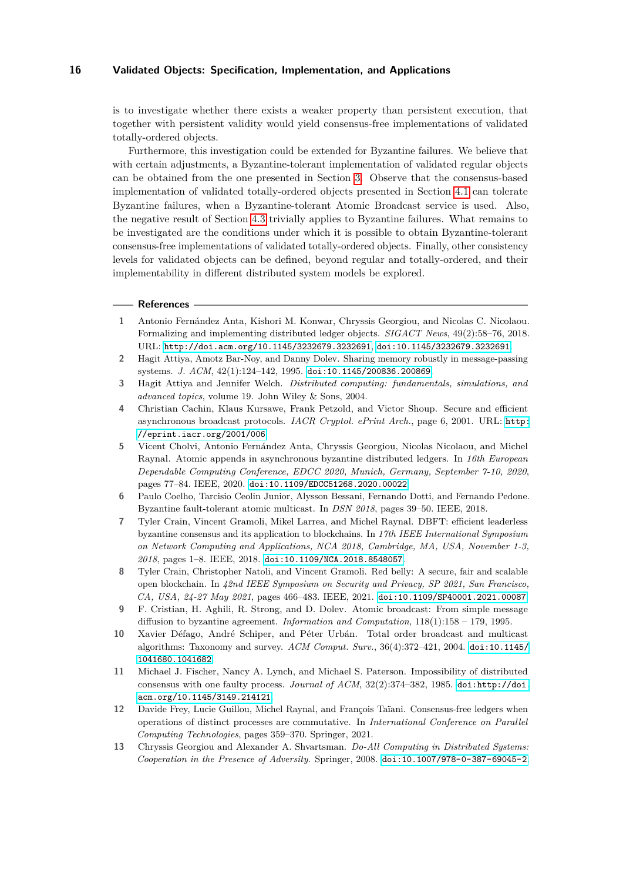is to investigate whether there exists a weaker property than persistent execution, that together with persistent validity would yield consensus-free implementations of validated totally-ordered objects.

Furthermore, this investigation could be extended for Byzantine failures. We believe that with certain adjustments, a Byzantine-tolerant implementation of validated regular objects can be obtained from the one presented in Section 3. Observe that the consensus-based implementation of validated totally-ordered objects presented in Section 4.1 can tolerate Byzantine failures, when a Byzantine-tolerant Atomic Broadcast service is used. Also, the negative result of Section 4.3 trivially applies to Byzantine failures. What remains to be investigated are the conditions under which it is possible to obtain Byzantine-tolerant consensus-free implementations of validated totally-ordered objects. Finally, other consistency levels for validated objects can be defined, beyond regular and totally-ordered, and their implementability in different distributed system models be explored.

## References

1. Antonio Fernández Anta, Kishori M. Konwar, Chryssis Georgiou, and Nicolas C. Nicolaou. Formalizing and implementing distributed ledger objects. *SIGACT News*, 49(2):58–76, 2018. URL: http://doi.acm.org/10.1145/3232679.3232691, doi:10.1145/3232679.3232691.
2. Hagit Attiya, Amotz Bar-Noy, and Danny Dolev. Sharing memory robustly in message-passing systems. *J. ACM*, 42(1):124–142, 1995. doi:10.1145/200836.200869.
3. Hagit Attiya and Jennifer Welch. *Distributed computing: fundamentals, simulations, and advanced topics*, volume 19. John Wiley & Sons, 2004.
4. Christian Cachin, Klaus Kursawe, Frank Petzold, and Victor Shoup. Secure and efficient asynchronous broadcast protocols. *IACR Cryptol. ePrint Arch.*, page 6, 2001. URL: http://eprint.iacr.org/2001/006.
5. Vicent Cholvi, Antonio Fernández Anta, Chryssis Georgiou, Nicolas Nicolaou, and Michel Raynal. Atomic appends in asynchronous byzantine distributed ledgers. In *16th European Dependable Computing Conference, EDCC 2020, Munich, Germany, September 7-10, 2020*, pages 77–84. IEEE, 2020. doi:10.1109/EDCC51268.2020.00022.
6. Paulo Coelho, Tarcisio Ceolin Junior, Alysson Bessani, Fernando Dotti, and Fernando Pedone. Byzantine fault-tolerant atomic multicast. In *DSN 2018*, pages 39–50. IEEE, 2018.
7. Tyler Crain, Vincent Gramoli, Mikel Larrea, and Michel Raynal. DBFT: efficient leaderless byzantine consensus and its application to blockchains. In *17th IEEE International Symposium on Network Computing and Applications, NCA 2018, Cambridge, MA, USA, November 1-3, 2018*, pages 1–8. IEEE, 2018. doi:10.1109/NCA.2018.8548057.
8. Tyler Crain, Christopher Natoli, and Vincent Gramoli. Red belly: A secure, fair and scalable open blockchain. In *42nd IEEE Symposium on Security and Privacy, SP 2021, San Francisco, CA, USA, 24-27 May 2021*, pages 466–483. IEEE, 2021. doi:10.1109/SP40001.2021.00087.
9. F. Cristian, H. Aghili, R. Strong, and D. Dolev. Atomic broadcast: From simple message diffusion to byzantine agreement. *Information and Computation*, 118(1):158 – 179, 1995.
10. Xavier Défago, André Schiper, and Péter Urbán. Total order broadcast and multicast algorithms: Taxonomy and survey. *ACM Comput. Surv.*, 36(4):372–421, 2004. doi:10.1145/1041680.1041682.
11. Michael J. Fischer, Nancy A. Lynch, and Michael S. Paterson. Impossibility of distributed consensus with one faulty process. *Journal of ACM*, 32(2):374–382, 1985. doi:http://doi.acm.org/10.1145/3149.214121.
12. Davide Frey, Lucie Guillou, Michel Raynal, and François Taïani. Consensus-free ledgers when operations of distinct processes are commutative. In *International Conference on Parallel Computing Technologies*, pages 359–370. Springer, 2021.
13. Chryssis Georgiou and Alexander A. Shvartsman. *Do-All Computing in Distributed Systems: Cooperation in the Presence of Adversity*. Springer, 2008. doi:10.1007/978-0-387-69045-2.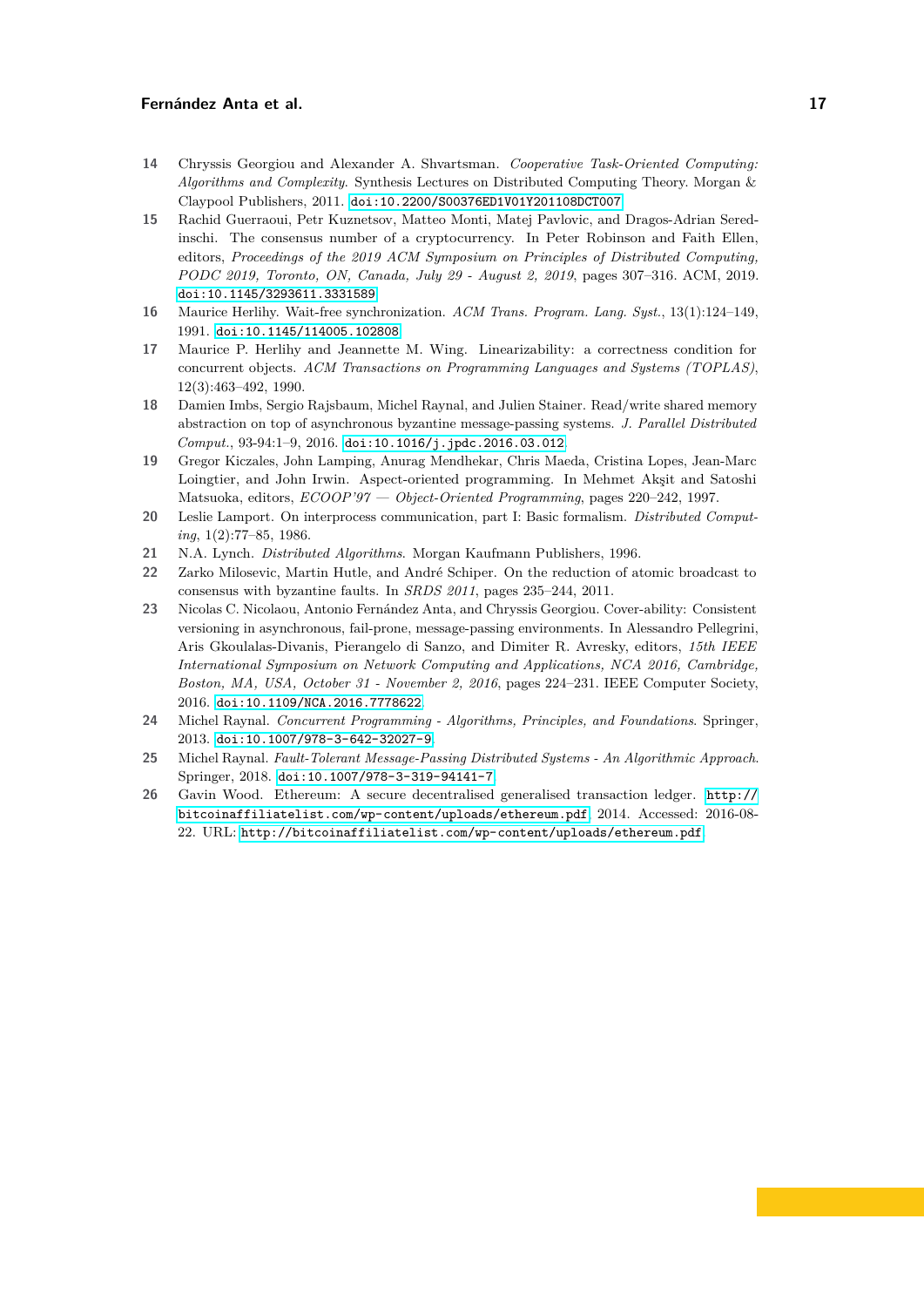14 Chryssis Georgiou and Alexander A. Shvartsman. *Cooperative Task-Oriented Computing: Algorithms and Complexity*. Synthesis Lectures on Distributed Computing Theory. Morgan & Claypool Publishers, 2011. doi:10.2200/S00376ED1V01Y201108DCT007.

15 Rachid Guerraoui, Petr Kuznetsov, Matteo Monti, Matej Pavlovic, and Dragos-Adrian Seredinschi. The consensus number of a cryptocurrency. In Peter Robinson and Faith Ellen, editors, *Proceedings of the 2019 ACM Symposium on Principles of Distributed Computing, PODC 2019, Toronto, ON, Canada, July 29 - August 2, 2019*, pages 307–316. ACM, 2019. doi:10.1145/3293611.3331589.

16 Maurice Herlihy. Wait-free synchronization. *ACM Trans. Program. Lang. Syst.*, 13(1):124–149, 1991. doi:10.1145/114005.102808.

17 Maurice P. Herlihy and Jeannette M. Wing. Linearizability: a correctness condition for concurrent objects. *ACM Transactions on Programming Languages and Systems (TOPLAS)*, 12(3):463–492, 1990.

18 Damien Imbs, Sergio Rajsbaum, Michel Raynal, and Julien Stainer. Read/write shared memory abstraction on top of asynchronous byzantine message-passing systems. *J. Parallel Distributed Comput.*, 93-94:1–9, 2016. doi:10.1016/j.jpdc.2016.03.012.

19 Gregor Kiczales, John Lamping, Anurag Mendhekar, Chris Maeda, Cristina Lopes, Jean-Marc Loingtier, and John Irwin. Aspect-oriented programming. In Mehmet Akşit and Satoshi Matsuoka, editors, *ECOOP'97 — Object-Oriented Programming*, pages 220–242, 1997.

20 Leslie Lamport. On interprocess communication, part I: Basic formalism. *Distributed Computing*, 1(2):77–85, 1986.

21 N.A. Lynch. *Distributed Algorithms*. Morgan Kaufmann Publishers, 1996.

22 Zarko Milosevic, Martin Hutle, and André Schiper. On the reduction of atomic broadcast to consensus with byzantine faults. In *SRDS 2011*, pages 235–244, 2011.

23 Nicolas C. Nicolaou, Antonio Fernández Anta, and Chryssis Georgiou. Cover-ability: Consistent versioning in asynchronous, fail-prone, message-passing environments. In Alessandro Pellegrini, Aris Gkoulalas-Divanis, Pierangelo di Sanzo, and Dimiter R. Avresky, editors, *15th IEEE International Symposium on Network Computing and Applications, NCA 2016, Cambridge, Boston, MA, USA, October 31 - November 2, 2016*, pages 224–231. IEEE Computer Society, 2016. doi:10.1109/NCA.2016.7778622.

24 Michel Raynal. *Concurrent Programming - Algorithms, Principles, and Foundations*. Springer, 2013. doi:10.1007/978-3-642-32027-9.

25 Michel Raynal. *Fault-Tolerant Message-Passing Distributed Systems - An Algorithmic Approach*. Springer, 2018. doi:10.1007/978-3-319-94141-7.

26 Gavin Wood. Ethereum: A secure decentralised generalised transaction ledger. http://bitcoinaffiliatelist.com/wp-content/uploads/ethereum.pdf, 2014. Accessed: 2016-08-22. URL: http://bitcoinaffiliatelist.com/wp-content/uploads/ethereum.pdf.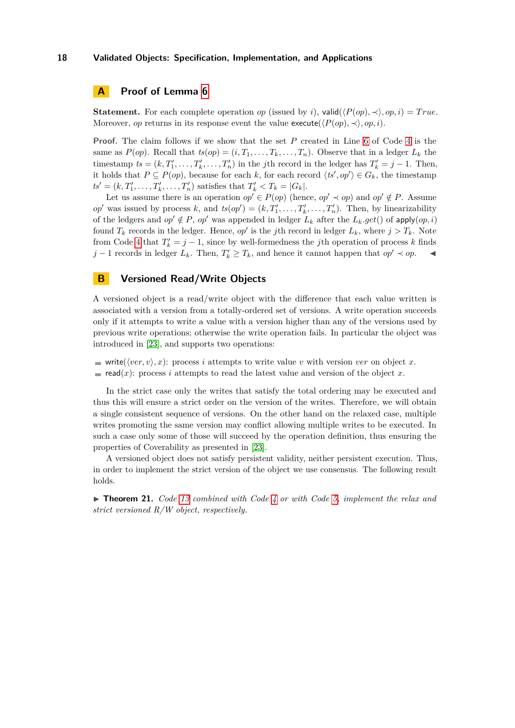## A Proof of Lemma 6

**Statement.** For each complete operation $op$ (issued by $i$), $\mathsf{valid}(\langle P(op), \prec\rangle, op, i) = True$. Moreover, $op$ returns in its response event the value $\mathsf{execute}(\langle P(op), \prec\rangle, op, i)$.

**Proof.** The claim follows if we show that the set $P$ created in Line 6 of Code 4 is the same as $P(op)$. Recall that $ts(op) = (i, T_1, \ldots, T_k, \ldots, T_n)$. Observe that in a ledger $L_k$ the timestamp $ts = (k, T'_1, \ldots, T'_k, \ldots, T'_n)$ in the $j$th record in the ledger has $T'_k = j - 1$. Then, it holds that $P \subseteq P(op)$, because for each $k$, for each record $\langle ts', op'\rangle \in G_k$, the timestamp $ts' = (k, T'_1, \ldots, T'_k, \ldots, T'_n)$ satisfies that $T'_k < T_k = |G_k|$.

Let us assume there is an operation $op' \in P(op)$ (hence, $op' \prec op$) and $op' \notin P$. Assume $op'$ was issued by process $k$, and $ts(op') = (k, T'_1, \ldots, T'_k, \ldots, T'_n)$. Then, by linearizability of the ledgers and $op' \notin P$, $op'$ was appended in ledger $L_k$ after the $L_k.get()$ of $\mathsf{apply}(op, i)$ found $T_k$ records in the ledger. Hence, $op'$ is the $j$th record in ledger $L_k$, where $j > T_k$. Note from Code 4 that $T'_k = j - 1$, since by well-formedness the $j$th operation of process $k$ finds $j - 1$ records in ledger $L_k$. Then, $T'_k \geq T_k$, and hence it cannot happen that $op' \prec op$. ◀

## B Versioned Read/Write Objects

A versioned object is a read/write object with the difference that each value written is associated with a version from a totally-ordered set of versions. A write operation succeeds only if it attempts to write a value with a version higher than any of the versions used by previous write operations; otherwise the write operation fails. In particular the object was introduced in [23], and supports two operations:

- $\mathsf{write}(\langle ver, v\rangle, x)$: process $i$ attempts to write value $v$ with version $ver$ on object $x$.
- $\mathsf{read}(x)$: process $i$ attempts to read the latest value and version of the object $x$.

In the strict case only the writes that satisfy the total ordering may be executed and thus this will ensure a strict order on the version of the writes. Therefore, we will obtain a single consistent sequence of versions. On the other hand on the relaxed case, multiple writes promoting the same version may conflict allowing multiple writes to be executed. In such a case only some of those will succeed by the operation definition, thus ensuring the properties of Coverability as presented in [23].

A versioned object does not satisfy persistent validity, neither persistent execution. Thus, in order to implement the strict version of the object we use consensus. The following result holds.

▶ **Theorem 21.** *Code 13 combined with Code 4 or with Code 5, implement the relax and strict versioned R/W object, respectively.*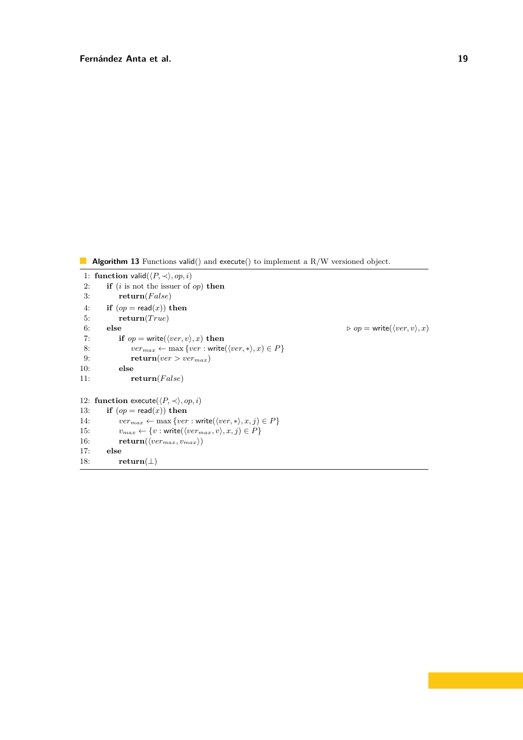**Algorithm 13** Functions valid() and execute() to implement a R/W versioned object.

```
1:  function valid(⟨P, ≺⟩, op, i)
2:      if (i is not the issuer of op) then
3:          return(False)
4:      if (op = read(x)) then
5:          return(True)
6:      else                                                    ▷ op = write(⟨ver, v⟩, x)
7:          if op = write(⟨ver, v⟩, x) then
8:              ver_max ← max {ver : write(⟨ver, ∗⟩, x) ∈ P}
9:              return(ver > ver_max)
10:         else
11:             return(False)

12: function execute(⟨P, ≺⟩, op, i)
13:     if (op = read(x)) then
14:         ver_max ← max {ver : write(⟨ver, ∗⟩, x, j) ∈ P}
15:         v_max ← {v : write(⟨ver_max, v⟩, x, j) ∈ P}
16:         return(⟨ver_max, v_max⟩)
17:     else
18:         return(⊥)
```